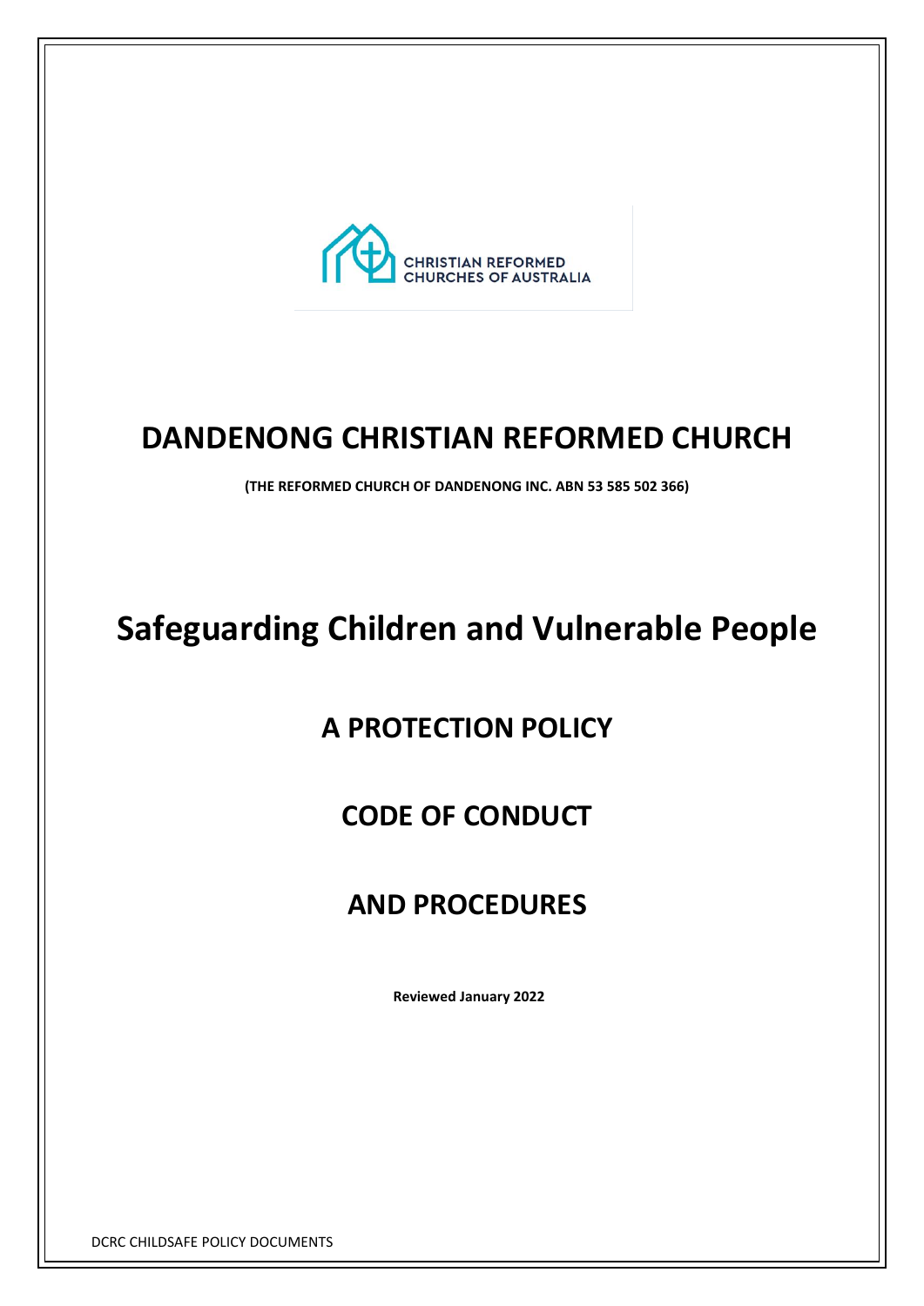CHRISTIAN REFORMED CHURCHES OF AUSTRALIA

# DANDENONG CHRISTIAN REFORMED CHURCH

**(THE REFORMED CHURCH OF DANDENONG INC. ABN 53 585 502 366)**

# Safeguarding Children and Vulnerable People

## A PROTECTION POLICY

## CODE OF CONDUCT

## AND PROCEDURES

**Reviewed January 2022**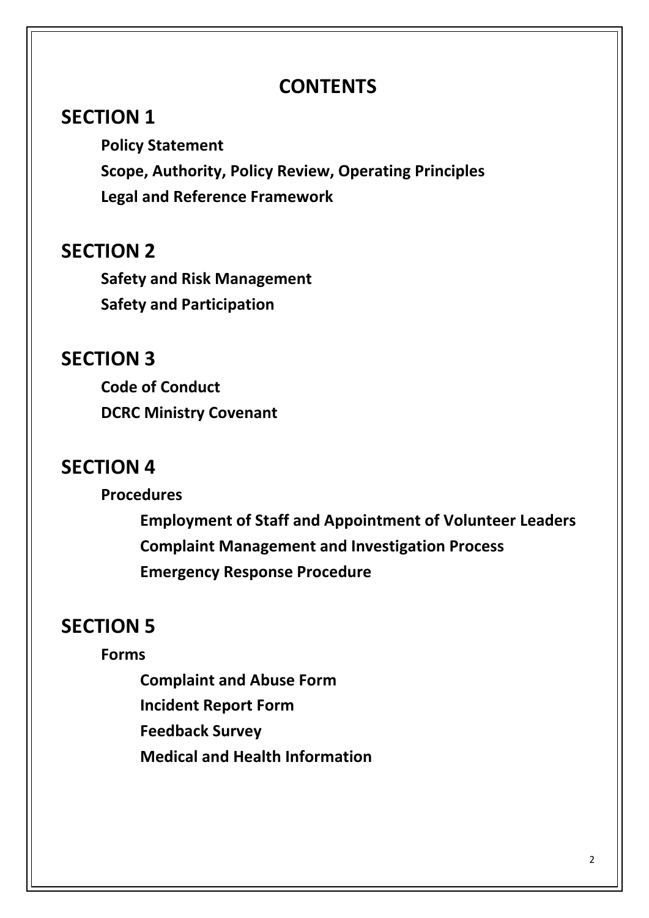# CONTENTS

## SECTION 1

**Policy Statement**

**Scope, Authority, Policy Review, Operating Principles**

**Legal and Reference Framework**

## SECTION 2

**Safety and Risk Management**

**Safety and Participation**

## SECTION 3

**Code of Conduct**

**DCRC Ministry Covenant**

## SECTION 4

**Procedures**

- **Employment of Staff and Appointment of Volunteer Leaders**
- **Complaint Management and Investigation Process**
- **Emergency Response Procedure**

## SECTION 5

**Forms**

- **Complaint and Abuse Form**
- **Incident Report Form**
- **Feedback Survey**
- **Medical and Health Information**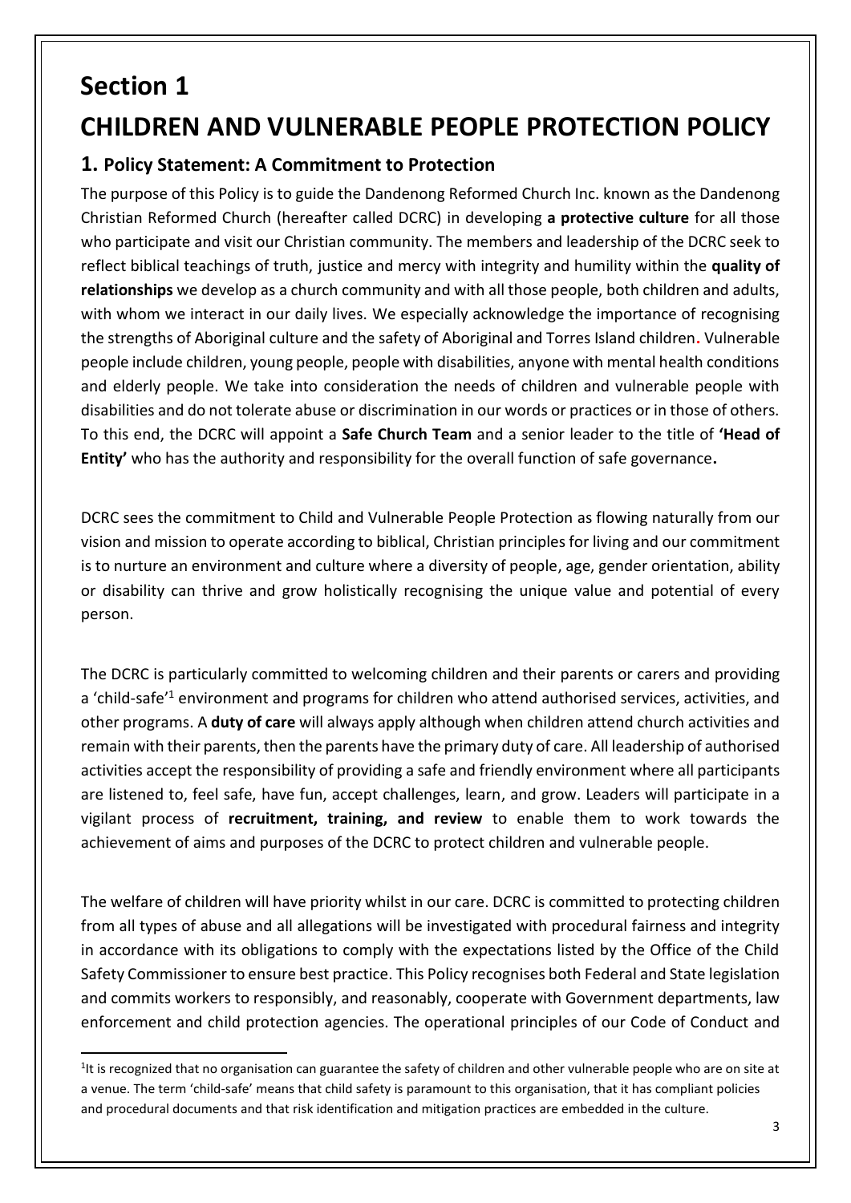# Section 1

# CHILDREN AND VULNERABLE PEOPLE PROTECTION POLICY

## 1. Policy Statement: A Commitment to Protection

The purpose of this Policy is to guide the Dandenong Reformed Church Inc. known as the Dandenong Christian Reformed Church (hereafter called DCRC) in developing **a protective culture** for all those who participate and visit our Christian community. The members and leadership of the DCRC seek to reflect biblical teachings of truth, justice and mercy with integrity and humility within the **quality of relationships** we develop as a church community and with all those people, both children and adults, with whom we interact in our daily lives. We especially acknowledge the importance of recognising the strengths of Aboriginal culture and the safety of Aboriginal and Torres Island children. Vulnerable people include children, young people, people with disabilities, anyone with mental health conditions and elderly people. We take into consideration the needs of children and vulnerable people with disabilities and do not tolerate abuse or discrimination in our words or practices or in those of others. To this end, the DCRC will appoint a **Safe Church Team** and a senior leader to the title of **'Head of Entity'** who has the authority and responsibility for the overall function of safe governance**.**

DCRC sees the commitment to Child and Vulnerable People Protection as flowing naturally from our vision and mission to operate according to biblical, Christian principles for living and our commitment is to nurture an environment and culture where a diversity of people, age, gender orientation, ability or disability can thrive and grow holistically recognising the unique value and potential of every person.

The DCRC is particularly committed to welcoming children and their parents or carers and providing a 'child-safe'[1] environment and programs for children who attend authorised services, activities, and other programs. A **duty of care** will always apply although when children attend church activities and remain with their parents, then the parents have the primary duty of care. All leadership of authorised activities accept the responsibility of providing a safe and friendly environment where all participants are listened to, feel safe, have fun, accept challenges, learn, and grow. Leaders will participate in a vigilant process of **recruitment, training, and review** to enable them to work towards the achievement of aims and purposes of the DCRC to protect children and vulnerable people.

The welfare of children will have priority whilst in our care. DCRC is committed to protecting children from all types of abuse and all allegations will be investigated with procedural fairness and integrity in accordance with its obligations to comply with the expectations listed by the Office of the Child Safety Commissioner to ensure best practice. This Policy recognises both Federal and State legislation and commits workers to responsibly, and reasonably, cooperate with Government departments, law enforcement and child protection agencies. The operational principles of our Code of Conduct and

---

[1] It is recognized that no organisation can guarantee the safety of children and other vulnerable people who are on site at a venue. The term 'child-safe' means that child safety is paramount to this organisation, that it has compliant policies and procedural documents and that risk identification and mitigation practices are embedded in the culture.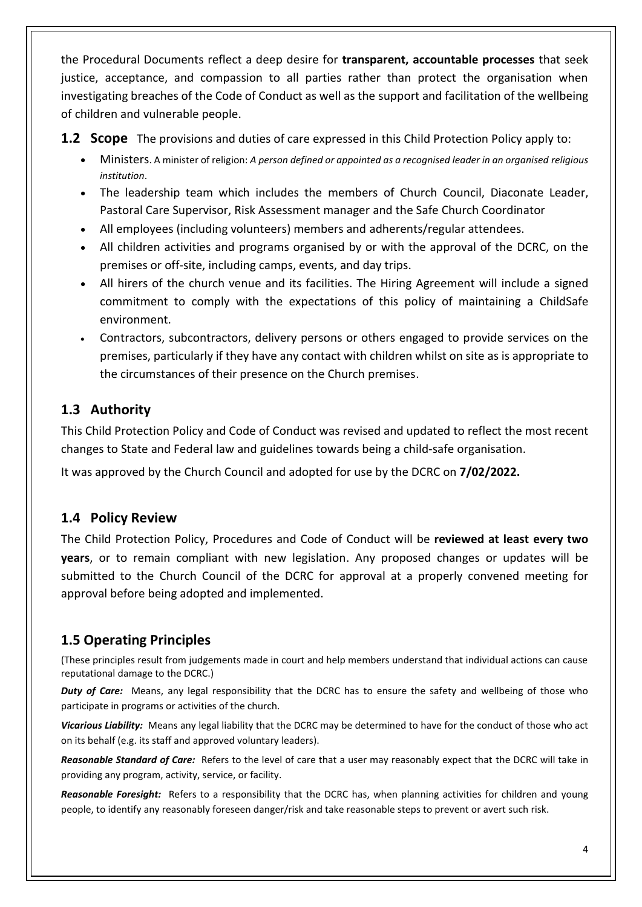the Procedural Documents reflect a deep desire for **transparent, accountable processes** that seek justice, acceptance, and compassion to all parties rather than protect the organisation when investigating breaches of the Code of Conduct as well as the support and facilitation of the wellbeing of children and vulnerable people.

**1.2 Scope** The provisions and duties of care expressed in this Child Protection Policy apply to:

- Ministers. A minister of religion: *A person defined or appointed as a recognised leader in an organised religious institution*.
- The leadership team which includes the members of Church Council, Diaconate Leader, Pastoral Care Supervisor, Risk Assessment manager and the Safe Church Coordinator
- All employees (including volunteers) members and adherents/regular attendees.
- All children activities and programs organised by or with the approval of the DCRC, on the premises or off-site, including camps, events, and day trips.
- All hirers of the church venue and its facilities. The Hiring Agreement will include a signed commitment to comply with the expectations of this policy of maintaining a ChildSafe environment.
- Contractors, subcontractors, delivery persons or others engaged to provide services on the premises, particularly if they have any contact with children whilst on site as is appropriate to the circumstances of their presence on the Church premises.

## 1.3 Authority

This Child Protection Policy and Code of Conduct was revised and updated to reflect the most recent changes to State and Federal law and guidelines towards being a child-safe organisation.

It was approved by the Church Council and adopted for use by the DCRC on **7/02/2022.**

## 1.4 Policy Review

The Child Protection Policy, Procedures and Code of Conduct will be **reviewed at least every two years**, or to remain compliant with new legislation. Any proposed changes or updates will be submitted to the Church Council of the DCRC for approval at a properly convened meeting for approval before being adopted and implemented.

## 1.5 Operating Principles

(These principles result from judgements made in court and help members understand that individual actions can cause reputational damage to the DCRC.)

***Duty of Care:*** Means, any legal responsibility that the DCRC has to ensure the safety and wellbeing of those who participate in programs or activities of the church.

***Vicarious Liability:*** Means any legal liability that the DCRC may be determined to have for the conduct of those who act on its behalf (e.g. its staff and approved voluntary leaders).

***Reasonable Standard of Care:*** Refers to the level of care that a user may reasonably expect that the DCRC will take in providing any program, activity, service, or facility.

***Reasonable Foresight:*** Refers to a responsibility that the DCRC has, when planning activities for children and young people, to identify any reasonably foreseen danger/risk and take reasonable steps to prevent or avert such risk.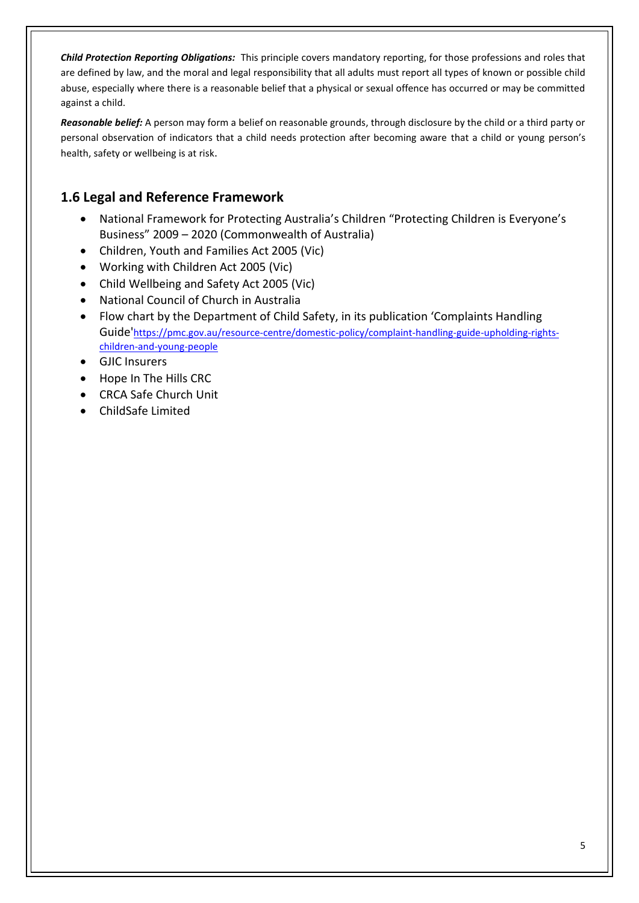***Child Protection Reporting Obligations:*** This principle covers mandatory reporting, for those professions and roles that are defined by law, and the moral and legal responsibility that all adults must report all types of known or possible child abuse, especially where there is a reasonable belief that a physical or sexual offence has occurred or may be committed against a child.

***Reasonable belief:*** A person may form a belief on reasonable grounds, through disclosure by the child or a third party or personal observation of indicators that a child needs protection after becoming aware that a child or young person's health, safety or wellbeing is at risk.

## 1.6 Legal and Reference Framework

- National Framework for Protecting Australia's Children "Protecting Children is Everyone's Business" 2009 – 2020 (Commonwealth of Australia)
- Children, Youth and Families Act 2005 (Vic)
- Working with Children Act 2005 (Vic)
- Child Wellbeing and Safety Act 2005 (Vic)
- National Council of Church in Australia
- Flow chart by the Department of Child Safety, in its publication 'Complaints Handling Guide' https://pmc.gov.au/resource-centre/domestic-policy/complaint-handling-guide-upholding-rights-children-and-young-people
- GJIC Insurers
- Hope In The Hills CRC
- CRCA Safe Church Unit
- ChildSafe Limited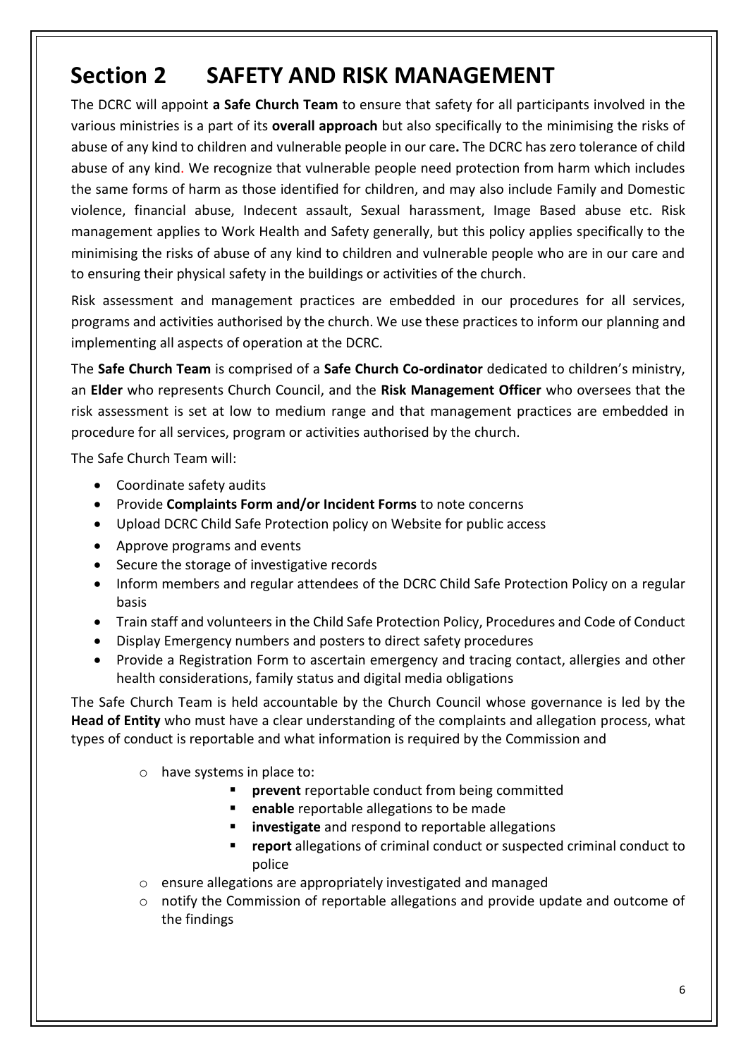# Section 2 SAFETY AND RISK MANAGEMENT

The DCRC will appoint **a Safe Church Team** to ensure that safety for all participants involved in the various ministries is a part of its **overall approach** but also specifically to the minimising the risks of abuse of any kind to children and vulnerable people in our care**.** The DCRC has zero tolerance of child abuse of any kind. We recognize that vulnerable people need protection from harm which includes the same forms of harm as those identified for children, and may also include Family and Domestic violence, financial abuse, Indecent assault, Sexual harassment, Image Based abuse etc. Risk management applies to Work Health and Safety generally, but this policy applies specifically to the minimising the risks of abuse of any kind to children and vulnerable people who are in our care and to ensuring their physical safety in the buildings or activities of the church.

Risk assessment and management practices are embedded in our procedures for all services, programs and activities authorised by the church. We use these practices to inform our planning and implementing all aspects of operation at the DCRC.

The **Safe Church Team** is comprised of a **Safe Church Co-ordinator** dedicated to children's ministry, an **Elder** who represents Church Council, and the **Risk Management Officer** who oversees that the risk assessment is set at low to medium range and that management practices are embedded in procedure for all services, program or activities authorised by the church.

The Safe Church Team will:

- Coordinate safety audits
- Provide **Complaints Form and/or Incident Forms** to note concerns
- Upload DCRC Child Safe Protection policy on Website for public access
- Approve programs and events
- Secure the storage of investigative records
- Inform members and regular attendees of the DCRC Child Safe Protection Policy on a regular basis
- Train staff and volunteers in the Child Safe Protection Policy, Procedures and Code of Conduct
- Display Emergency numbers and posters to direct safety procedures
- Provide a Registration Form to ascertain emergency and tracing contact, allergies and other health considerations, family status and digital media obligations

The Safe Church Team is held accountable by the Church Council whose governance is led by the **Head of Entity** who must have a clear understanding of the complaints and allegation process, what types of conduct is reportable and what information is required by the Commission and

- have systems in place to:
  - **prevent** reportable conduct from being committed
  - **enable** reportable allegations to be made
  - **investigate** and respond to reportable allegations
  - **report** allegations of criminal conduct or suspected criminal conduct to police
- ensure allegations are appropriately investigated and managed
- notify the Commission of reportable allegations and provide update and outcome of the findings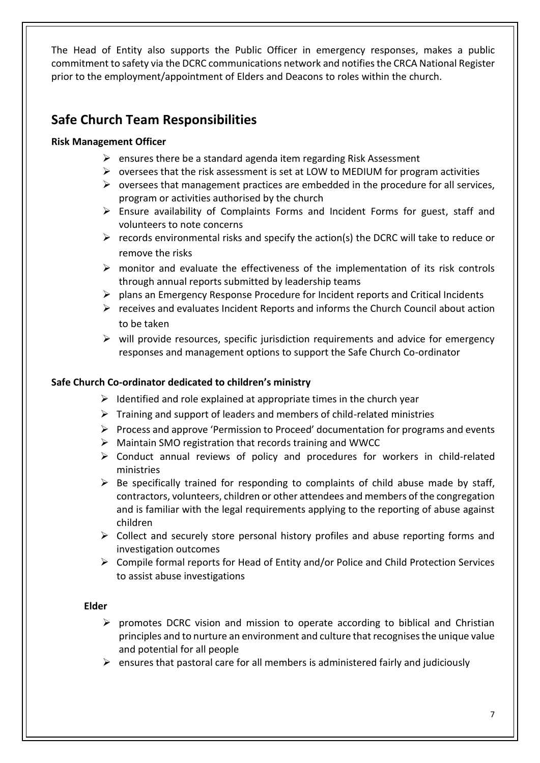The Head of Entity also supports the Public Officer in emergency responses, makes a public commitment to safety via the DCRC communications network and notifies the CRCA National Register prior to the employment/appointment of Elders and Deacons to roles within the church.

## Safe Church Team Responsibilities

**Risk Management Officer**

- ensures there be a standard agenda item regarding Risk Assessment
- oversees that the risk assessment is set at LOW to MEDIUM for program activities
- oversees that management practices are embedded in the procedure for all services, program or activities authorised by the church
- Ensure availability of Complaints Forms and Incident Forms for guest, staff and volunteers to note concerns
- records environmental risks and specify the action(s) the DCRC will take to reduce or remove the risks
- monitor and evaluate the effectiveness of the implementation of its risk controls through annual reports submitted by leadership teams
- plans an Emergency Response Procedure for Incident reports and Critical Incidents
- receives and evaluates Incident Reports and informs the Church Council about action to be taken
- will provide resources, specific jurisdiction requirements and advice for emergency responses and management options to support the Safe Church Co-ordinator

**Safe Church Co-ordinator dedicated to children's ministry**

- Identified and role explained at appropriate times in the church year
- Training and support of leaders and members of child-related ministries
- Process and approve 'Permission to Proceed' documentation for programs and events
- Maintain SMO registration that records training and WWCC
- Conduct annual reviews of policy and procedures for workers in child-related ministries
- Be specifically trained for responding to complaints of child abuse made by staff, contractors, volunteers, children or other attendees and members of the congregation and is familiar with the legal requirements applying to the reporting of abuse against children
- Collect and securely store personal history profiles and abuse reporting forms and investigation outcomes
- Compile formal reports for Head of Entity and/or Police and Child Protection Services to assist abuse investigations

**Elder**

- promotes DCRC vision and mission to operate according to biblical and Christian principles and to nurture an environment and culture that recognises the unique value and potential for all people
- ensures that pastoral care for all members is administered fairly and judiciously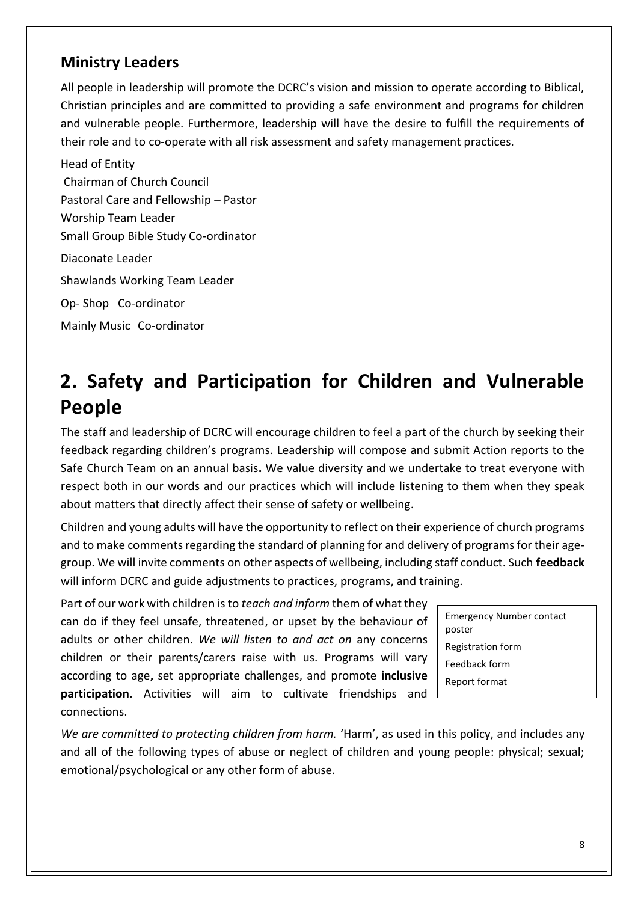### Ministry Leaders

All people in leadership will promote the DCRC's vision and mission to operate according to Biblical, Christian principles and are committed to providing a safe environment and programs for children and vulnerable people. Furthermore, leadership will have the desire to fulfill the requirements of their role and to co-operate with all risk assessment and safety management practices.

Head of Entity

Chairman of Church Council

Pastoral Care and Fellowship – Pastor

Worship Team Leader

Small Group Bible Study Co-ordinator

Diaconate Leader

Shawlands Working Team Leader

Op- Shop Co-ordinator

Mainly Music Co-ordinator

# 2. Safety and Participation for Children and Vulnerable People

The staff and leadership of DCRC will encourage children to feel a part of the church by seeking their feedback regarding children's programs. Leadership will compose and submit Action reports to the Safe Church Team on an annual basis**.** We value diversity and we undertake to treat everyone with respect both in our words and our practices which will include listening to them when they speak about matters that directly affect their sense of safety or wellbeing.

Children and young adults will have the opportunity to reflect on their experience of church programs and to make comments regarding the standard of planning for and delivery of programs for their age-group. We will invite comments on other aspects of wellbeing, including staff conduct. Such **feedback** will inform DCRC and guide adjustments to practices, programs, and training.

Part of our work with children is to *teach and inform* them of what they can do if they feel unsafe, threatened, or upset by the behaviour of adults or other children. *We will listen to and act on* any concerns children or their parents/carers raise with us. Programs will vary according to age**,** set appropriate challenges, and promote **inclusive participation**. Activities will aim to cultivate friendships and connections.

Emergency Number contact poster
Registration form
Feedback form
Report format

*We are committed to protecting children from harm.* 'Harm', as used in this policy, and includes any and all of the following types of abuse or neglect of children and young people: physical; sexual; emotional/psychological or any other form of abuse.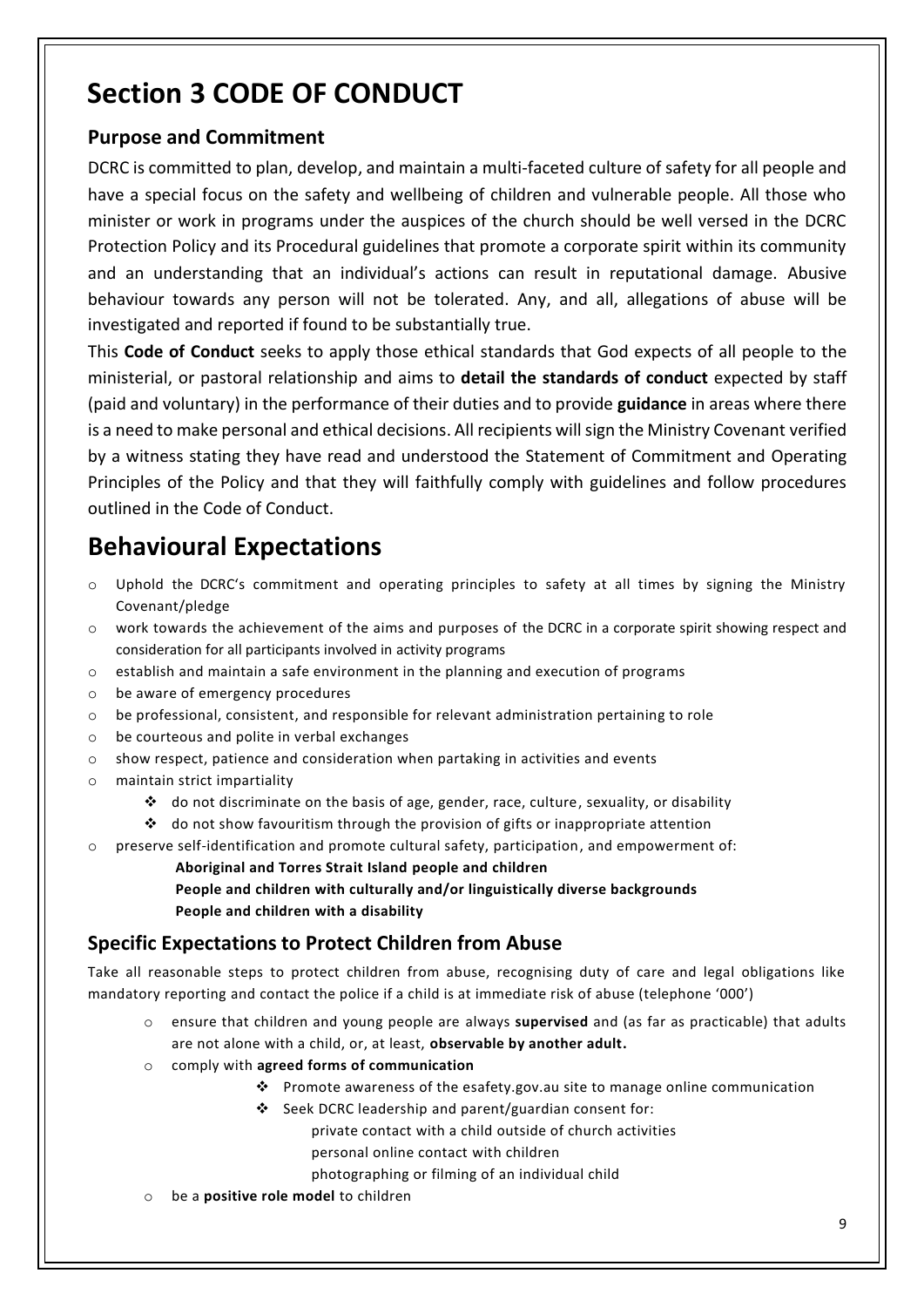# Section 3 CODE OF CONDUCT

## Purpose and Commitment

DCRC is committed to plan, develop, and maintain a multi-faceted culture of safety for all people and have a special focus on the safety and wellbeing of children and vulnerable people. All those who minister or work in programs under the auspices of the church should be well versed in the DCRC Protection Policy and its Procedural guidelines that promote a corporate spirit within its community and an understanding that an individual's actions can result in reputational damage. Abusive behaviour towards any person will not be tolerated. Any, and all, allegations of abuse will be investigated and reported if found to be substantially true.

This **Code of Conduct** seeks to apply those ethical standards that God expects of all people to the ministerial, or pastoral relationship and aims to **detail the standards of conduct** expected by staff (paid and voluntary) in the performance of their duties and to provide **guidance** in areas where there is a need to make personal and ethical decisions. All recipients will sign the Ministry Covenant verified by a witness stating they have read and understood the Statement of Commitment and Operating Principles of the Policy and that they will faithfully comply with guidelines and follow procedures outlined in the Code of Conduct.

# Behavioural Expectations

- Uphold the DCRC's commitment and operating principles to safety at all times by signing the Ministry Covenant/pledge
- work towards the achievement of the aims and purposes of the DCRC in a corporate spirit showing respect and consideration for all participants involved in activity programs
- establish and maintain a safe environment in the planning and execution of programs
- be aware of emergency procedures
- be professional, consistent, and responsible for relevant administration pertaining to role
- be courteous and polite in verbal exchanges
- show respect, patience and consideration when partaking in activities and events
- maintain strict impartiality
  - do not discriminate on the basis of age, gender, race, culture, sexuality, or disability
  - do not show favouritism through the provision of gifts or inappropriate attention
- preserve self-identification and promote cultural safety, participation, and empowerment of:
  - **Aboriginal and Torres Strait Island people and children**
  - **People and children with culturally and/or linguistically diverse backgrounds**
  - **People and children with a disability**

## Specific Expectations to Protect Children from Abuse

Take all reasonable steps to protect children from abuse, recognising duty of care and legal obligations like mandatory reporting and contact the police if a child is at immediate risk of abuse (telephone '000')

- ensure that children and young people are always **supervised** and (as far as practicable) that adults are not alone with a child, or, at least, **observable by another adult.**
- comply with **agreed forms of communication**
  - Promote awareness of the esafety.gov.au site to manage online communication
  - Seek DCRC leadership and parent/guardian consent for:
    - private contact with a child outside of church activities
    - personal online contact with children
    - photographing or filming of an individual child
- be a **positive role model** to children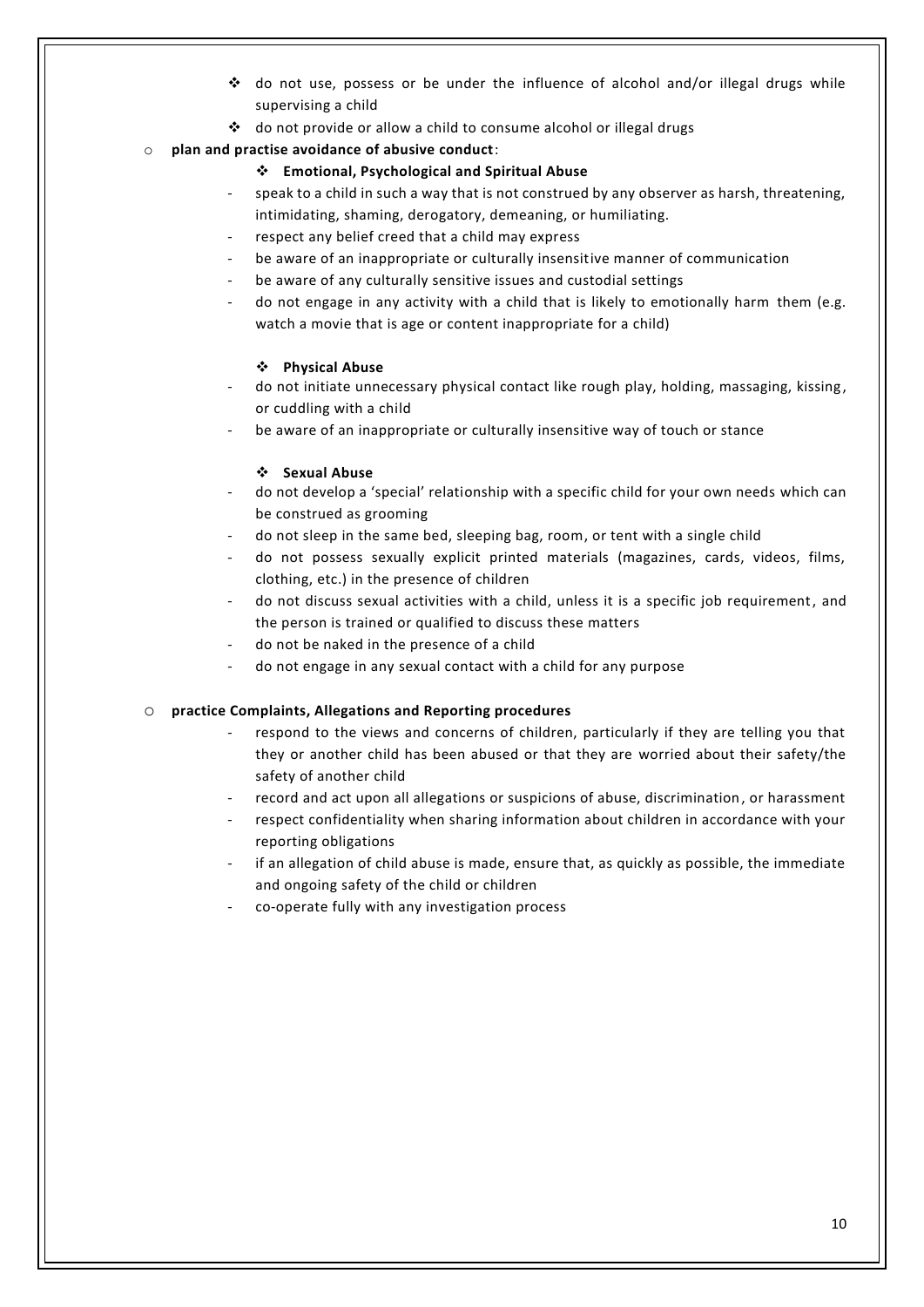- do not use, possess or be under the influence of alcohol and/or illegal drugs while supervising a child
- do not provide or allow a child to consume alcohol or illegal drugs

- **plan and practise avoidance of abusive conduct**:

  - **Emotional, Psychological and Spiritual Abuse**

  - speak to a child in such a way that is not construed by any observer as harsh, threatening, intimidating, shaming, derogatory, demeaning, or humiliating.
  - respect any belief creed that a child may express
  - be aware of an inappropriate or culturally insensitive manner of communication
  - be aware of any culturally sensitive issues and custodial settings
  - do not engage in any activity with a child that is likely to emotionally harm them (e.g. watch a movie that is age or content inappropriate for a child)

  - **Physical Abuse**

  - do not initiate unnecessary physical contact like rough play, holding, massaging, kissing, or cuddling with a child
  - be aware of an inappropriate or culturally insensitive way of touch or stance

  - **Sexual Abuse**

  - do not develop a 'special' relationship with a specific child for your own needs which can be construed as grooming
  - do not sleep in the same bed, sleeping bag, room, or tent with a single child
  - do not possess sexually explicit printed materials (magazines, cards, videos, films, clothing, etc.) in the presence of children
  - do not discuss sexual activities with a child, unless it is a specific job requirement, and the person is trained or qualified to discuss these matters
  - do not be naked in the presence of a child
  - do not engage in any sexual contact with a child for any purpose

- **practice Complaints, Allegations and Reporting procedures**

  - respond to the views and concerns of children, particularly if they are telling you that they or another child has been abused or that they are worried about their safety/the safety of another child
  - record and act upon all allegations or suspicions of abuse, discrimination, or harassment
  - respect confidentiality when sharing information about children in accordance with your reporting obligations
  - if an allegation of child abuse is made, ensure that, as quickly as possible, the immediate and ongoing safety of the child or children
  - co-operate fully with any investigation process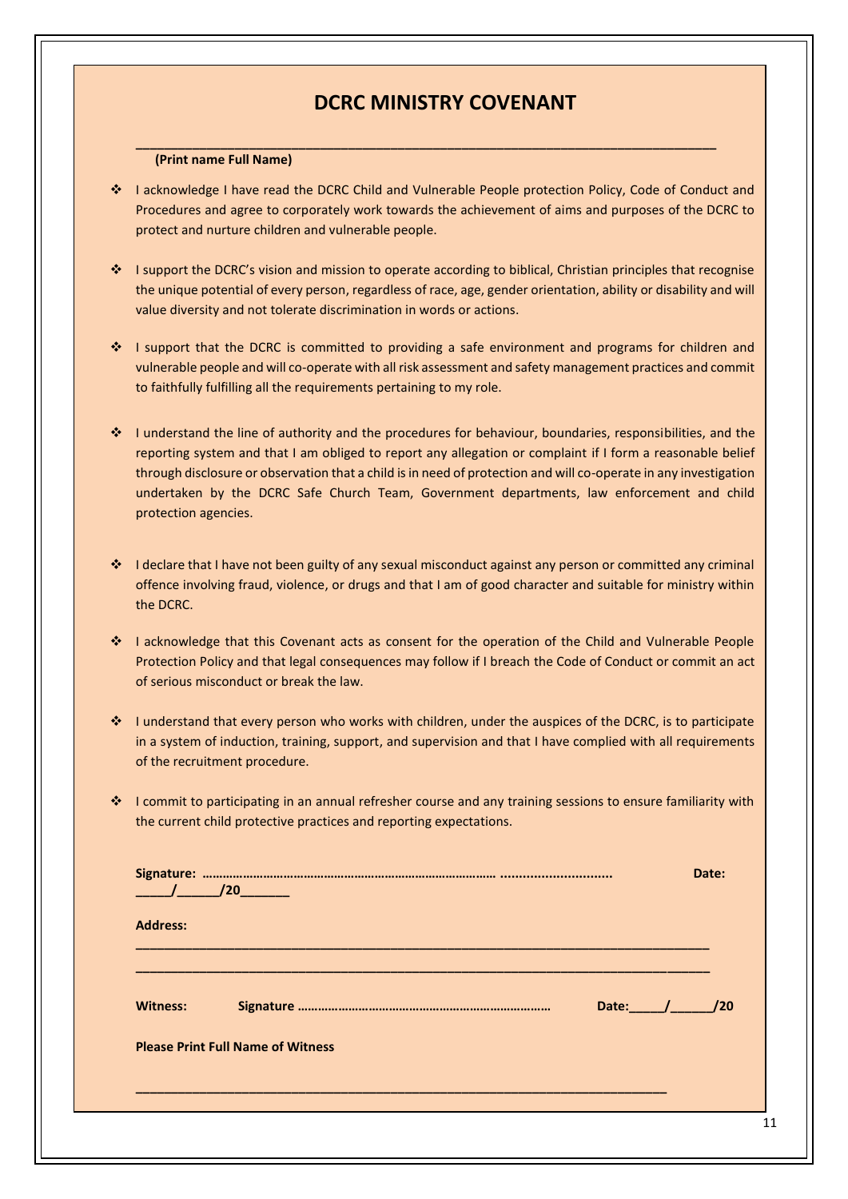# DCRC MINISTRY COVENANT

\_\_\_\_\_\_\_\_\_\_\_\_\_\_\_\_\_\_\_\_\_\_\_\_\_\_\_\_\_\_\_\_\_\_\_\_\_\_\_\_\_\_\_\_\_\_\_\_\_\_\_\_\_\_\_\_\_\_\_\_\_\_\_\_\_\_\_\_\_\_\_\_\_\_\_\_

**(Print name Full Name)**

- I acknowledge I have read the DCRC Child and Vulnerable People protection Policy, Code of Conduct and Procedures and agree to corporately work towards the achievement of aims and purposes of the DCRC to protect and nurture children and vulnerable people.

- I support the DCRC's vision and mission to operate according to biblical, Christian principles that recognise the unique potential of every person, regardless of race, age, gender orientation, ability or disability and will value diversity and not tolerate discrimination in words or actions.

- I support that the DCRC is committed to providing a safe environment and programs for children and vulnerable people and will co-operate with all risk assessment and safety management practices and commit to faithfully fulfilling all the requirements pertaining to my role.

- I understand the line of authority and the procedures for behaviour, boundaries, responsibilities, and the reporting system and that I am obliged to report any allegation or complaint if I form a reasonable belief through disclosure or observation that a child is in need of protection and will co-operate in any investigation undertaken by the DCRC Safe Church Team, Government departments, law enforcement and child protection agencies.

- I declare that I have not been guilty of any sexual misconduct against any person or committed any criminal offence involving fraud, violence, or drugs and that I am of good character and suitable for ministry within the DCRC.

- I acknowledge that this Covenant acts as consent for the operation of the Child and Vulnerable People Protection Policy and that legal consequences may follow if I breach the Code of Conduct or commit an act of serious misconduct or break the law.

- I understand that every person who works with children, under the auspices of the DCRC, is to participate in a system of induction, training, support, and supervision and that I have complied with all requirements of the recruitment procedure.

- I commit to participating in an annual refresher course and any training sessions to ensure familiarity with the current child protective practices and reporting expectations.

**Signature: ……………………………………………………………………………… ............................. Date: \_\_\_\_\_/\_\_\_\_\_\_/20\_\_\_\_\_\_\_**

**Address:**

\_\_\_\_\_\_\_\_\_\_\_\_\_\_\_\_\_\_\_\_\_\_\_\_\_\_\_\_\_\_\_\_\_\_\_\_\_\_\_\_\_\_\_\_\_\_\_\_\_\_\_\_\_\_\_\_\_\_\_\_\_\_\_\_\_\_\_\_\_\_\_\_\_\_\_\_

\_\_\_\_\_\_\_\_\_\_\_\_\_\_\_\_\_\_\_\_\_\_\_\_\_\_\_\_\_\_\_\_\_\_\_\_\_\_\_\_\_\_\_\_\_\_\_\_\_\_\_\_\_\_\_\_\_\_\_\_\_\_\_\_\_\_\_\_\_\_\_\_\_\_\_\_

**Witness: Signature ……………………………………………………………… Date:\_\_\_\_\_/\_\_\_\_\_\_/20**

**Please Print Full Name of Witness**

\_\_\_\_\_\_\_\_\_\_\_\_\_\_\_\_\_\_\_\_\_\_\_\_\_\_\_\_\_\_\_\_\_\_\_\_\_\_\_\_\_\_\_\_\_\_\_\_\_\_\_\_\_\_\_\_\_\_\_\_\_\_\_\_\_\_\_\_\_\_\_\_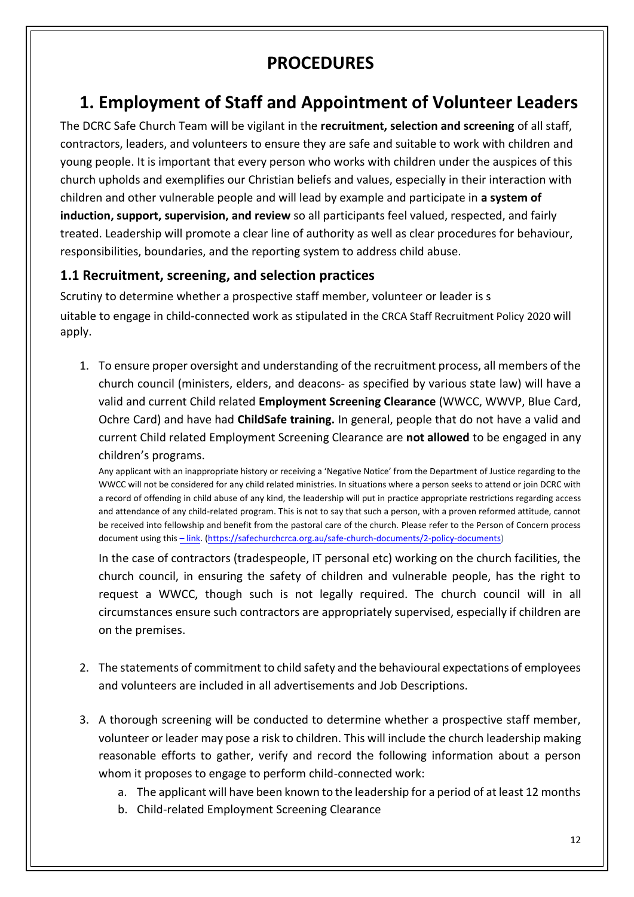# PROCEDURES

# 1. Employment of Staff and Appointment of Volunteer Leaders

The DCRC Safe Church Team will be vigilant in the **recruitment, selection and screening** of all staff, contractors, leaders, and volunteers to ensure they are safe and suitable to work with children and young people. It is important that every person who works with children under the auspices of this church upholds and exemplifies our Christian beliefs and values, especially in their interaction with children and other vulnerable people and will lead by example and participate in **a system of induction, support, supervision, and review** so all participants feel valued, respected, and fairly treated. Leadership will promote a clear line of authority as well as clear procedures for behaviour, responsibilities, boundaries, and the reporting system to address child abuse.

### 1.1 Recruitment, screening, and selection practices

Scrutiny to determine whether a prospective staff member, volunteer or leader is s
uitable to engage in child-connected work as stipulated in the CRCA Staff Recruitment Policy 2020 will apply.

1. To ensure proper oversight and understanding of the recruitment process, all members of the church council (ministers, elders, and deacons- as specified by various state law) will have a valid and current Child related **Employment Screening Clearance** (WWCC, WWVP, Blue Card, Ochre Card) and have had **ChildSafe training.** In general, people that do not have a valid and current Child related Employment Screening Clearance are **not allowed** to be engaged in any children's programs.

   Any applicant with an inappropriate history or receiving a 'Negative Notice' from the Department of Justice regarding to the WWCC will not be considered for any child related ministries. In situations where a person seeks to attend or join DCRC with a record of offending in child abuse of any kind, the leadership will put in practice appropriate restrictions regarding access and attendance of any child-related program. This is not to say that such a person, with a proven reformed attitude, cannot be received into fellowship and benefit from the pastoral care of the church. Please refer to the Person of Concern process document using this – link. (https://safechurchcrca.org.au/safe-church-documents/2-policy-documents)

   In the case of contractors (tradespeople, IT personal etc) working on the church facilities, the church council, in ensuring the safety of children and vulnerable people, has the right to request a WWCC, though such is not legally required. The church council will in all circumstances ensure such contractors are appropriately supervised, especially if children are on the premises.

2. The statements of commitment to child safety and the behavioural expectations of employees and volunteers are included in all advertisements and Job Descriptions.

3. A thorough screening will be conducted to determine whether a prospective staff member, volunteer or leader may pose a risk to children. This will include the church leadership making reasonable efforts to gather, verify and record the following information about a person whom it proposes to engage to perform child-connected work:
   a. The applicant will have been known to the leadership for a period of at least 12 months
   b. Child-related Employment Screening Clearance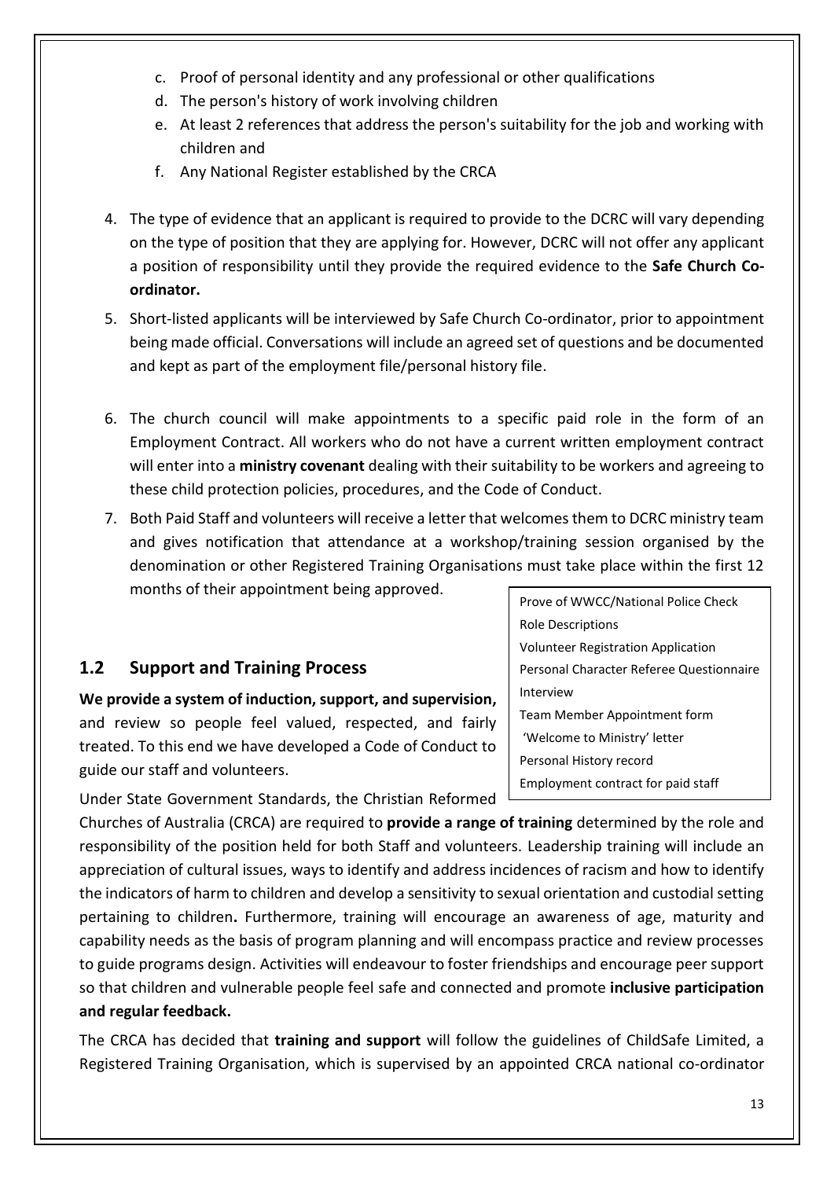c. Proof of personal identity and any professional or other qualifications
d. The person's history of work involving children
e. At least 2 references that address the person's suitability for the job and working with children and
f. Any National Register established by the CRCA

4. The type of evidence that an applicant is required to provide to the DCRC will vary depending on the type of position that they are applying for. However, DCRC will not offer any applicant a position of responsibility until they provide the required evidence to the **Safe Church Co-ordinator.**

5. Short-listed applicants will be interviewed by Safe Church Co-ordinator, prior to appointment being made official. Conversations will include an agreed set of questions and be documented and kept as part of the employment file/personal history file.

6. The church council will make appointments to a specific paid role in the form of an Employment Contract. All workers who do not have a current written employment contract will enter into a **ministry covenant** dealing with their suitability to be workers and agreeing to these child protection policies, procedures, and the Code of Conduct.

7. Both Paid Staff and volunteers will receive a letter that welcomes them to DCRC ministry team and gives notification that attendance at a workshop/training session organised by the denomination or other Registered Training Organisations must take place within the first 12 months of their appointment being approved.

Prove of WWCC/National Police Check
Role Descriptions
Volunteer Registration Application
Personal Character Referee Questionnaire
Interview
Team Member Appointment form
'Welcome to Ministry' letter
Personal History record
Employment contract for paid staff

## 1.2 Support and Training Process

**We provide a system of induction, support, and supervision,** and review so people feel valued, respected, and fairly treated. To this end we have developed a Code of Conduct to guide our staff and volunteers.

Under State Government Standards, the Christian Reformed Churches of Australia (CRCA) are required to **provide a range of training** determined by the role and responsibility of the position held for both Staff and volunteers. Leadership training will include an appreciation of cultural issues, ways to identify and address incidences of racism and how to identify the indicators of harm to children and develop a sensitivity to sexual orientation and custodial setting pertaining to children**.** Furthermore, training will encourage an awareness of age, maturity and capability needs as the basis of program planning and will encompass practice and review processes to guide programs design. Activities will endeavour to foster friendships and encourage peer support so that children and vulnerable people feel safe and connected and promote **inclusive participation and regular feedback.**

The CRCA has decided that **training and support** will follow the guidelines of ChildSafe Limited, a Registered Training Organisation, which is supervised by an appointed CRCA national co-ordinator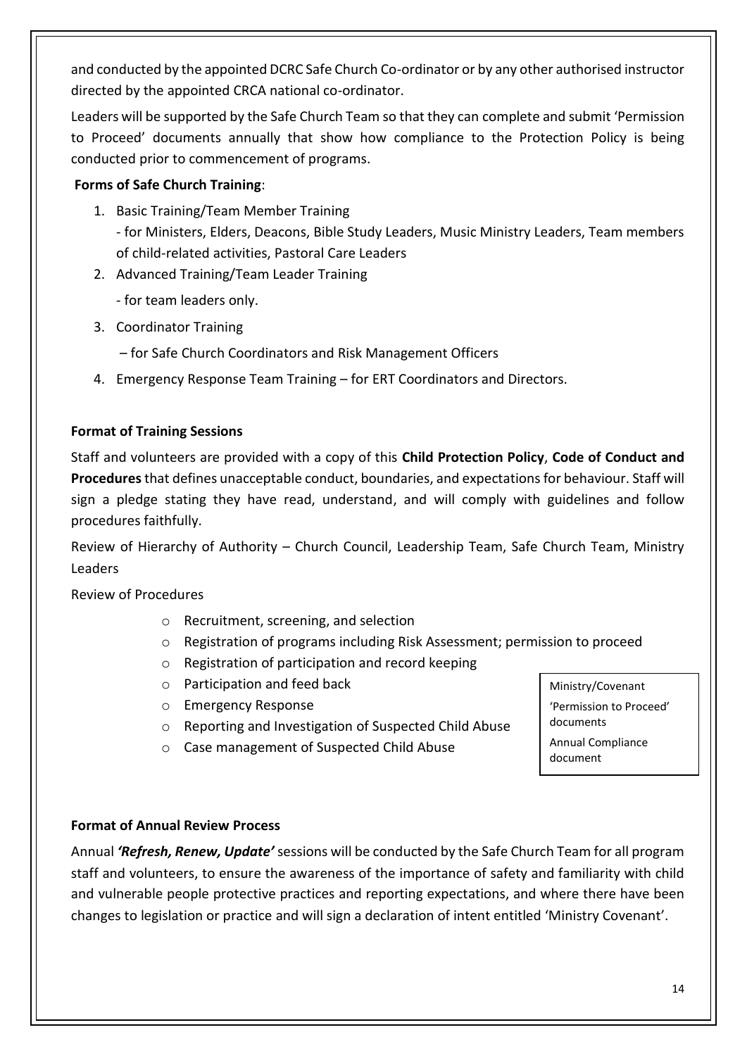and conducted by the appointed DCRC Safe Church Co-ordinator or by any other authorised instructor directed by the appointed CRCA national co-ordinator.

Leaders will be supported by the Safe Church Team so that they can complete and submit 'Permission to Proceed' documents annually that show how compliance to the Protection Policy is being conducted prior to commencement of programs.

**Forms of Safe Church Training**:

1. Basic Training/Team Member Training
   - for Ministers, Elders, Deacons, Bible Study Leaders, Music Ministry Leaders, Team members of child-related activities, Pastoral Care Leaders
2. Advanced Training/Team Leader Training
   - for team leaders only.
3. Coordinator Training
   – for Safe Church Coordinators and Risk Management Officers
4. Emergency Response Team Training – for ERT Coordinators and Directors.

**Format of Training Sessions**

Staff and volunteers are provided with a copy of this **Child Protection Policy**, **Code of Conduct and Procedures** that defines unacceptable conduct, boundaries, and expectations for behaviour. Staff will sign a pledge stating they have read, understand, and will comply with guidelines and follow procedures faithfully.

Review of Hierarchy of Authority – Church Council, Leadership Team, Safe Church Team, Ministry Leaders

Review of Procedures

- Recruitment, screening, and selection
- Registration of programs including Risk Assessment; permission to proceed
- Registration of participation and record keeping
- Participation and feed back
- Emergency Response
- Reporting and Investigation of Suspected Child Abuse
- Case management of Suspected Child Abuse

Ministry/Covenant

'Permission to Proceed' documents

Annual Compliance document

**Format of Annual Review Process**

Annual ***'Refresh, Renew, Update'*** sessions will be conducted by the Safe Church Team for all program staff and volunteers, to ensure the awareness of the importance of safety and familiarity with child and vulnerable people protective practices and reporting expectations, and where there have been changes to legislation or practice and will sign a declaration of intent entitled 'Ministry Covenant'.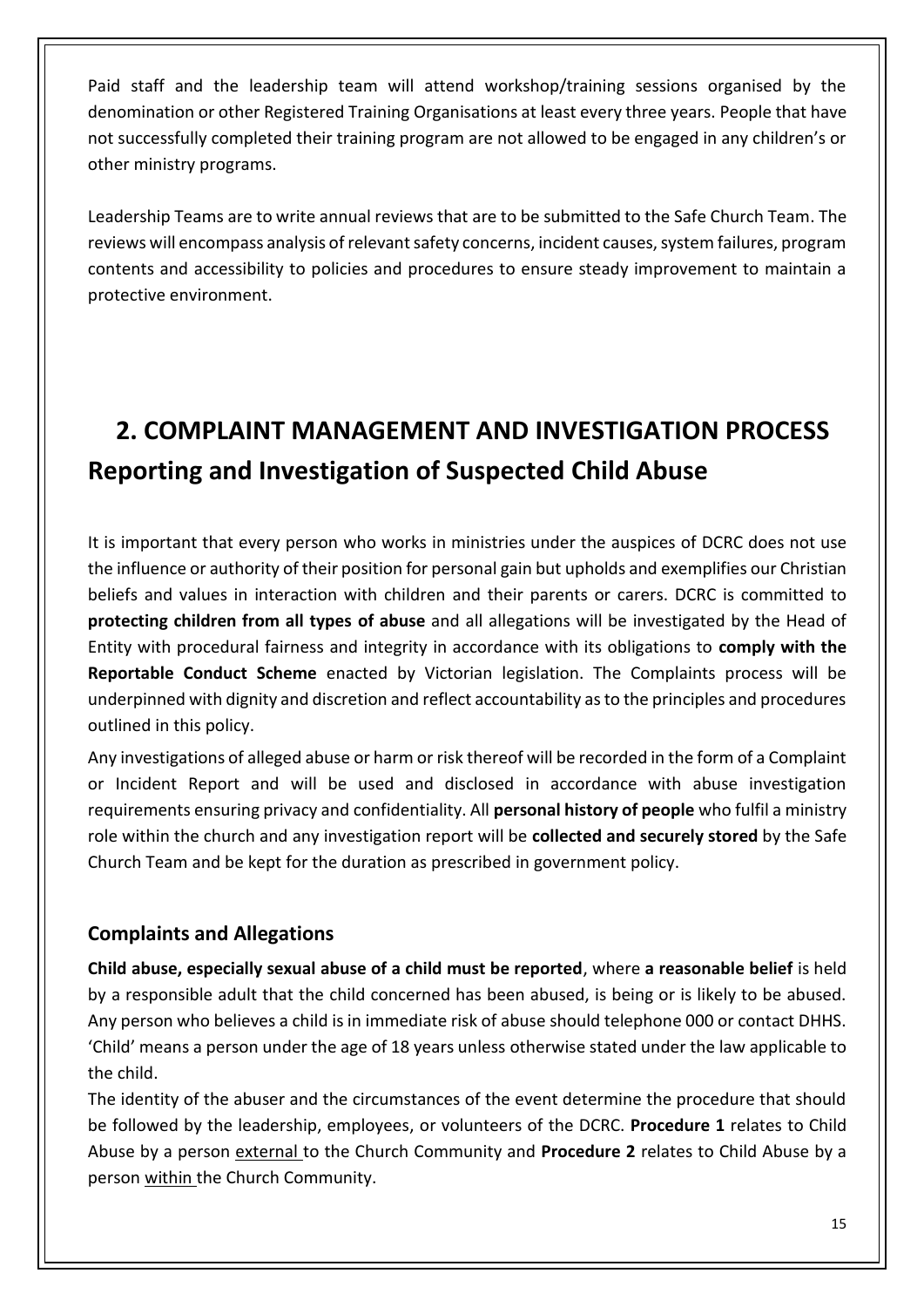Paid staff and the leadership team will attend workshop/training sessions organised by the denomination or other Registered Training Organisations at least every three years. People that have not successfully completed their training program are not allowed to be engaged in any children's or other ministry programs.

Leadership Teams are to write annual reviews that are to be submitted to the Safe Church Team. The reviews will encompass analysis of relevant safety concerns, incident causes, system failures, program contents and accessibility to policies and procedures to ensure steady improvement to maintain a protective environment.

# 2. COMPLAINT MANAGEMENT AND INVESTIGATION PROCESS

## Reporting and Investigation of Suspected Child Abuse

It is important that every person who works in ministries under the auspices of DCRC does not use the influence or authority of their position for personal gain but upholds and exemplifies our Christian beliefs and values in interaction with children and their parents or carers. DCRC is committed to **protecting children from all types of abuse** and all allegations will be investigated by the Head of Entity with procedural fairness and integrity in accordance with its obligations to **comply with the Reportable Conduct Scheme** enacted by Victorian legislation. The Complaints process will be underpinned with dignity and discretion and reflect accountability as to the principles and procedures outlined in this policy.

Any investigations of alleged abuse or harm or risk thereof will be recorded in the form of a Complaint or Incident Report and will be used and disclosed in accordance with abuse investigation requirements ensuring privacy and confidentiality. All **personal history of people** who fulfil a ministry role within the church and any investigation report will be **collected and securely stored** by the Safe Church Team and be kept for the duration as prescribed in government policy.

### Complaints and Allegations

**Child abuse, especially sexual abuse of a child must be reported**, where **a reasonable belief** is held by a responsible adult that the child concerned has been abused, is being or is likely to be abused. Any person who believes a child is in immediate risk of abuse should telephone 000 or contact DHHS. 'Child' means a person under the age of 18 years unless otherwise stated under the law applicable to the child.

The identity of the abuser and the circumstances of the event determine the procedure that should be followed by the leadership, employees, or volunteers of the DCRC. **Procedure 1** relates to Child Abuse by a person external to the Church Community and **Procedure 2** relates to Child Abuse by a person within the Church Community.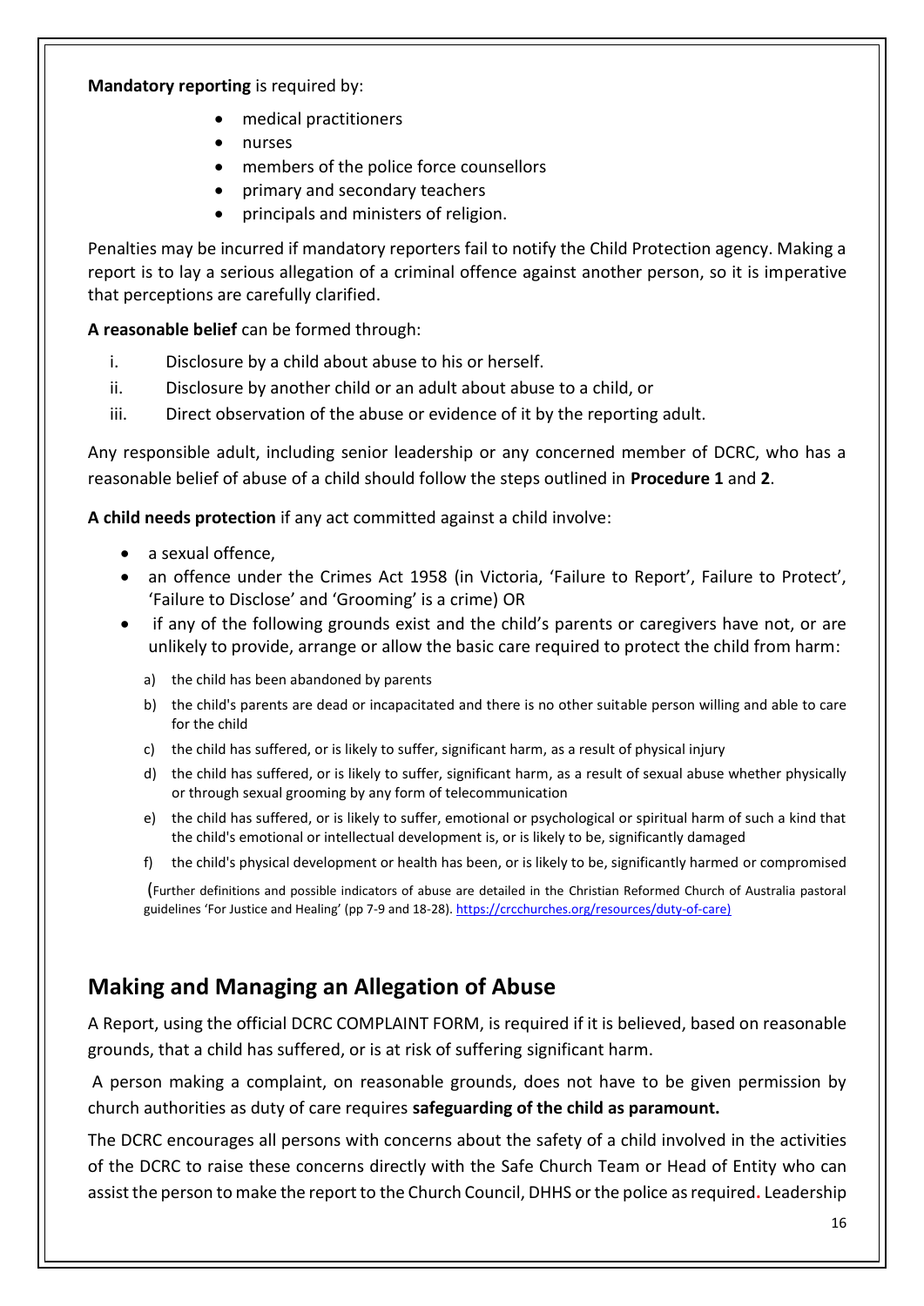**Mandatory reporting** is required by:

- medical practitioners
- nurses
- members of the police force counsellors
- primary and secondary teachers
- principals and ministers of religion.

Penalties may be incurred if mandatory reporters fail to notify the Child Protection agency. Making a report is to lay a serious allegation of a criminal offence against another person, so it is imperative that perceptions are carefully clarified.

**A reasonable belief** can be formed through:

i. Disclosure by a child about abuse to his or herself.
ii. Disclosure by another child or an adult about abuse to a child, or
iii. Direct observation of the abuse or evidence of it by the reporting adult.

Any responsible adult, including senior leadership or any concerned member of DCRC, who has a reasonable belief of abuse of a child should follow the steps outlined in **Procedure 1** and **2**.

**A child needs protection** if any act committed against a child involve:

- a sexual offence,
- an offence under the Crimes Act 1958 (in Victoria, 'Failure to Report', Failure to Protect', 'Failure to Disclose' and 'Grooming' is a crime) OR
- if any of the following grounds exist and the child's parents or caregivers have not, or are unlikely to provide, arrange or allow the basic care required to protect the child from harm:
  a) the child has been abandoned by parents
  b) the child's parents are dead or incapacitated and there is no other suitable person willing and able to care for the child
  c) the child has suffered, or is likely to suffer, significant harm, as a result of physical injury
  d) the child has suffered, or is likely to suffer, significant harm, as a result of sexual abuse whether physically or through sexual grooming by any form of telecommunication
  e) the child has suffered, or is likely to suffer, emotional or psychological or spiritual harm of such a kind that the child's emotional or intellectual development is, or is likely to be, significantly damaged
  f) the child's physical development or health has been, or is likely to be, significantly harmed or compromised

  (Further definitions and possible indicators of abuse are detailed in the Christian Reformed Church of Australia pastoral guidelines 'For Justice and Healing' (pp 7-9 and 18-28). https://crcchurches.org/resources/duty-of-care)

## Making and Managing an Allegation of Abuse

A Report, using the official DCRC COMPLAINT FORM, is required if it is believed, based on reasonable grounds, that a child has suffered, or is at risk of suffering significant harm.

A person making a complaint, on reasonable grounds, does not have to be given permission by church authorities as duty of care requires **safeguarding of the child as paramount.**

The DCRC encourages all persons with concerns about the safety of a child involved in the activities of the DCRC to raise these concerns directly with the Safe Church Team or Head of Entity who can assist the person to make the report to the Church Council, DHHS or the police as required. Leadership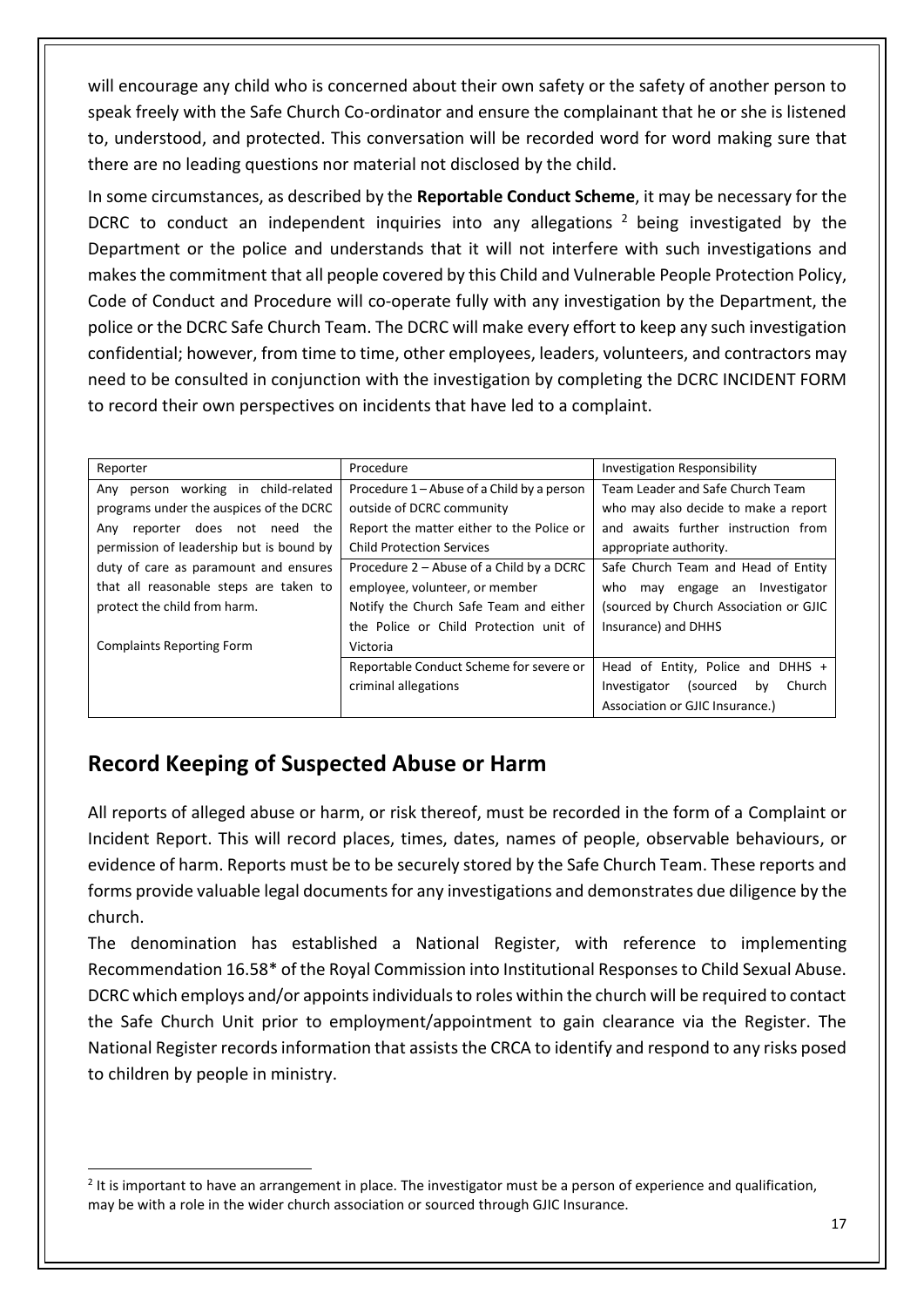will encourage any child who is concerned about their own safety or the safety of another person to speak freely with the Safe Church Co-ordinator and ensure the complainant that he or she is listened to, understood, and protected. This conversation will be recorded word for word making sure that there are no leading questions nor material not disclosed by the child.

In some circumstances, as described by the **Reportable Conduct Scheme**, it may be necessary for the DCRC to conduct an independent inquiries into any allegations [2] being investigated by the Department or the police and understands that it will not interfere with such investigations and makes the commitment that all people covered by this Child and Vulnerable People Protection Policy, Code of Conduct and Procedure will co-operate fully with any investigation by the Department, the police or the DCRC Safe Church Team. The DCRC will make every effort to keep any such investigation confidential; however, from time to time, other employees, leaders, volunteers, and contractors may need to be consulted in conjunction with the investigation by completing the DCRC INCIDENT FORM to record their own perspectives on incidents that have led to a complaint.

| Reporter | Procedure | Investigation Responsibility |
|---|---|---|
| Any person working in child-related programs under the auspices of the DCRC Any reporter does not need the permission of leadership but is bound by duty of care as paramount and ensures that all reasonable steps are taken to protect the child from harm.<br><br>Complaints Reporting Form | Procedure 1 – Abuse of a Child by a person outside of DCRC community Report the matter either to the Police or Child Protection Services | Team Leader and Safe Church Team who may also decide to make a report and awaits further instruction from appropriate authority. |
| | Procedure 2 – Abuse of a Child by a DCRC employee, volunteer, or member Notify the Church Safe Team and either the Police or Child Protection unit of Victoria | Safe Church Team and Head of Entity who may engage an Investigator (sourced by Church Association or GJIC Insurance) and DHHS |
| | Reportable Conduct Scheme for severe or criminal allegations | Head of Entity, Police and DHHS + Investigator (sourced by Church Association or GJIC Insurance.) |

## Record Keeping of Suspected Abuse or Harm

All reports of alleged abuse or harm, or risk thereof, must be recorded in the form of a Complaint or Incident Report. This will record places, times, dates, names of people, observable behaviours, or evidence of harm. Reports must be to be securely stored by the Safe Church Team. These reports and forms provide valuable legal documents for any investigations and demonstrates due diligence by the church.

The denomination has established a National Register, with reference to implementing Recommendation 16.58* of the Royal Commission into Institutional Responses to Child Sexual Abuse. DCRC which employs and/or appoints individuals to roles within the church will be required to contact the Safe Church Unit prior to employment/appointment to gain clearance via the Register. The National Register records information that assists the CRCA to identify and respond to any risks posed to children by people in ministry.

[2] It is important to have an arrangement in place. The investigator must be a person of experience and qualification, may be with a role in the wider church association or sourced through GJIC Insurance.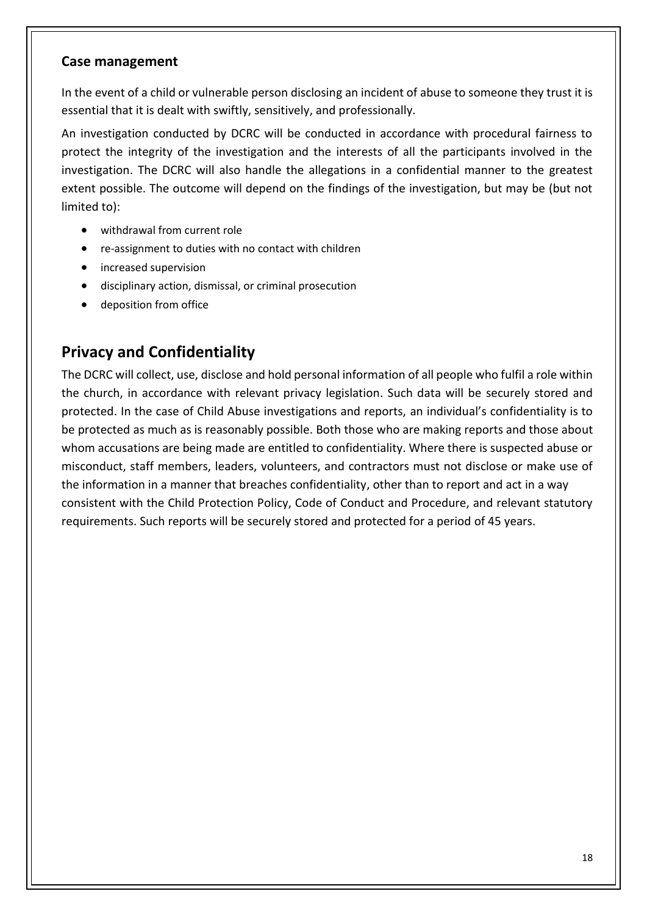### Case management

In the event of a child or vulnerable person disclosing an incident of abuse to someone they trust it is essential that it is dealt with swiftly, sensitively, and professionally.

An investigation conducted by DCRC will be conducted in accordance with procedural fairness to protect the integrity of the investigation and the interests of all the participants involved in the investigation. The DCRC will also handle the allegations in a confidential manner to the greatest extent possible. The outcome will depend on the findings of the investigation, but may be (but not limited to):

- withdrawal from current role
- re-assignment to duties with no contact with children
- increased supervision
- disciplinary action, dismissal, or criminal prosecution
- deposition from office

## Privacy and Confidentiality

The DCRC will collect, use, disclose and hold personal information of all people who fulfil a role within the church, in accordance with relevant privacy legislation. Such data will be securely stored and protected. In the case of Child Abuse investigations and reports, an individual's confidentiality is to be protected as much as is reasonably possible. Both those who are making reports and those about whom accusations are being made are entitled to confidentiality. Where there is suspected abuse or misconduct, staff members, leaders, volunteers, and contractors must not disclose or make use of the information in a manner that breaches confidentiality, other than to report and act in a way consistent with the Child Protection Policy, Code of Conduct and Procedure, and relevant statutory requirements. Such reports will be securely stored and protected for a period of 45 years.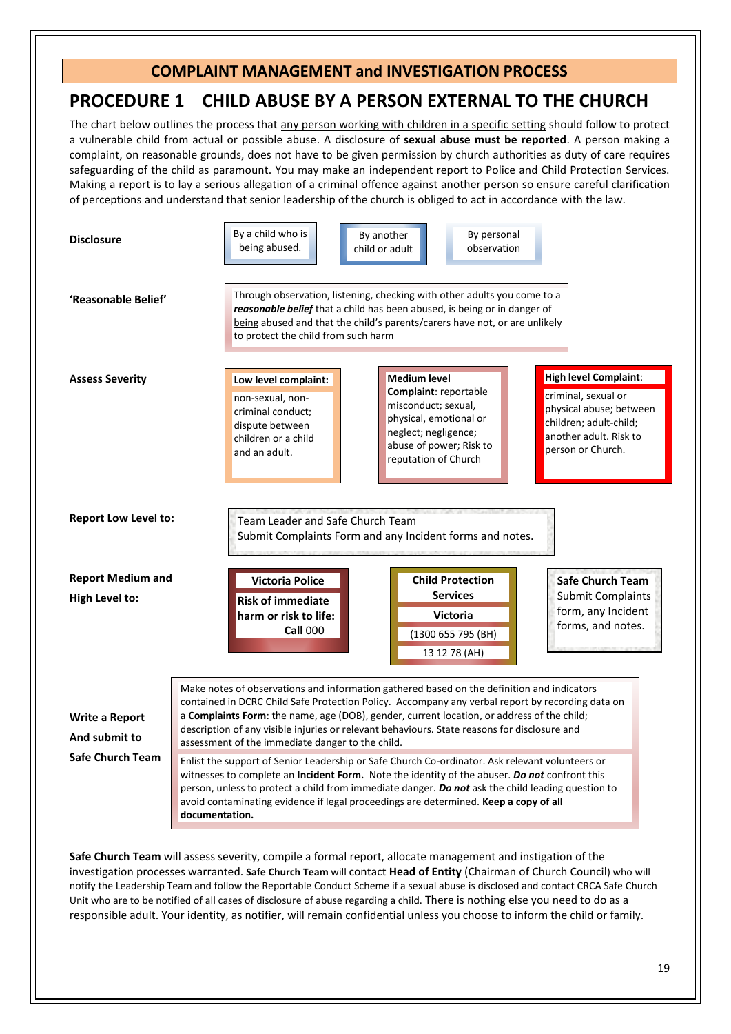## COMPLAINT MANAGEMENT and INVESTIGATION PROCESS

# PROCEDURE 1 CHILD ABUSE BY A PERSON EXTERNAL TO THE CHURCH

The chart below outlines the process that any person working with children in a specific setting should follow to protect a vulnerable child from actual or possible abuse. A disclosure of **sexual abuse must be reported**. A person making a complaint, on reasonable grounds, does not have to be given permission by church authorities as duty of care requires safeguarding of the child as paramount. You may make an independent report to Police and Child Protection Services. Making a report is to lay a serious allegation of a criminal offence against another person so ensure careful clarification of perceptions and understand that senior leadership of the church is obliged to act in accordance with the law.

**Disclosure**

- By a child who is being abused.
- By another child or adult
- By personal observation

**'Reasonable Belief'**

Through observation, listening, checking with other adults you come to a ***reasonable belief*** that a child has been abused, is being or in danger of being abused and that the child's parents/carers have not, or are unlikely to protect the child from such harm

**Assess Severity**

- **Low level complaint:** non-sexual, non-criminal conduct; dispute between children or a child and an adult.
- **Medium level Complaint**: reportable misconduct; sexual, physical, emotional or neglect; negligence; abuse of power; Risk to reputation of Church
- **High level Complaint**: criminal, sexual or physical abuse; between children; adult-child; another adult. Risk to person or Church.

**Report Low Level to:**

Team Leader and Safe Church Team
Submit Complaints Form and any Incident forms and notes.

**Report Medium and High Level to:**

- **Victoria Police**
  **Risk of immediate harm or risk to life:** **Call** 000
- **Child Protection Services**
  **Victoria**
  (1300 655 795 (BH)
  13 12 78 (AH)
- **Safe Church Team**
  Submit Complaints form, any Incident forms, and notes.

**Write a Report And submit to Safe Church Team**

Make notes of observations and information gathered based on the definition and indicators contained in DCRC Child Safe Protection Policy. Accompany any verbal report by recording data on a **Complaints Form**: the name, age (DOB), gender, current location, or address of the child; description of any visible injuries or relevant behaviours. State reasons for disclosure and assessment of the immediate danger to the child.

Enlist the support of Senior Leadership or Safe Church Co-ordinator. Ask relevant volunteers or witnesses to complete an **Incident Form.** Note the identity of the abuser. ***Do not*** confront this person, unless to protect a child from immediate danger. ***Do not*** ask the child leading question to avoid contaminating evidence if legal proceedings are determined. **Keep a copy of all documentation.**

**Safe Church Team** will assess severity, compile a formal report, allocate management and instigation of the investigation processes warranted. **Safe Church Team** will contact **Head of Entity** (Chairman of Church Council) who will notify the Leadership Team and follow the Reportable Conduct Scheme if a sexual abuse is disclosed and contact CRCA Safe Church Unit who are to be notified of all cases of disclosure of abuse regarding a child. There is nothing else you need to do as a responsible adult. Your identity, as notifier, will remain confidential unless you choose to inform the child or family.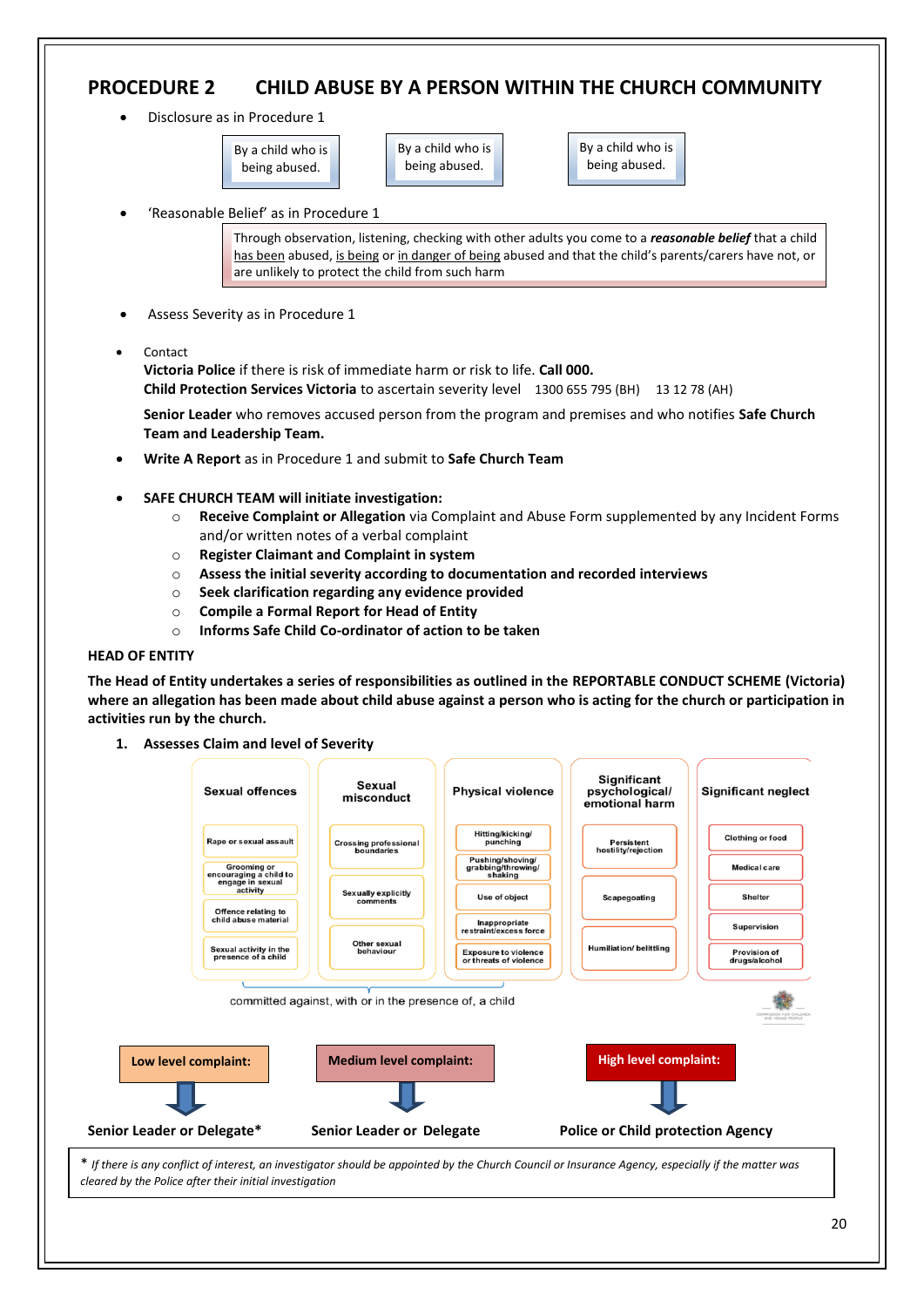## PROCEDURE 2 CHILD ABUSE BY A PERSON WITHIN THE CHURCH COMMUNITY

- Disclosure as in Procedure 1

| By a child who is being abused. | By a child who is being abused. | By a child who is being abused. |
|---|---|---|

- 'Reasonable Belief' as in Procedure 1

> Through observation, listening, checking with other adults you come to a ***reasonable belief*** that a child has been abused, is being or in danger of being abused and that the child's parents/carers have not, or are unlikely to protect the child from such harm

- Assess Severity as in Procedure 1

- Contact
  **Victoria Police** if there is risk of immediate harm or risk to life. **Call 000.**
  **Child Protection Services Victoria** to ascertain severity level 1300 655 795 (BH) 13 12 78 (AH)

  **Senior Leader** who removes accused person from the program and premises and who notifies **Safe Church Team and Leadership Team.**

- **Write A Report** as in Procedure 1 and submit to **Safe Church Team**

- **SAFE CHURCH TEAM will initiate investigation:**
  - **Receive Complaint or Allegation** via Complaint and Abuse Form supplemented by any Incident Forms and/or written notes of a verbal complaint
  - **Register Claimant and Complaint in system**
  - **Assess the initial severity according to documentation and recorded interviews**
  - **Seek clarification regarding any evidence provided**
  - **Compile a Formal Report for Head of Entity**
  - **Informs Safe Child Co-ordinator of action to be taken**

**HEAD OF ENTITY**

**The Head of Entity undertakes a series of responsibilities as outlined in the REPORTABLE CONDUCT SCHEME (Victoria) where an allegation has been made about child abuse against a person who is acting for the church or participation in activities run by the church.**

1. **Assesses Claim and level of Severity**

| Sexual offences | Sexual misconduct | Physical violence | Significant psychological/ emotional harm | Significant neglect |
|---|---|---|---|---|
| Rape or sexual assault | Crossing professional boundaries | Hitting/kicking/ punching | Persistent hostility/rejection | Clothing or food |
| Grooming or encouraging a child to engage in sexual activity | Sexually explicitly comments | Pushing/shoving/ grabbing/throwing/ shaking | Scapegoating | Medical care |
| Offence relating to child abuse material | Other sexual behaviour | Use of object | Humiliation/ belittling | Shelter |
| Sexual activity in the presence of a child | | Inappropriate restraint/excess force | | Supervision |
| | | Exposure to violence or threats of violence | | Provision of drugs/alcohol |

committed against, with or in the presence of, a child

| **Low level complaint:** | **Medium level complaint:** | **High level complaint:** |
|---|---|---|
| ↓ | ↓ | ↓ |
| **Senior Leader or Delegate*** | **Senior Leader or Delegate** | **Police or Child protection Agency** |

\* *If there is any conflict of interest, an investigator should be appointed by the Church Council or Insurance Agency, especially if the matter was cleared by the Police after their initial investigation*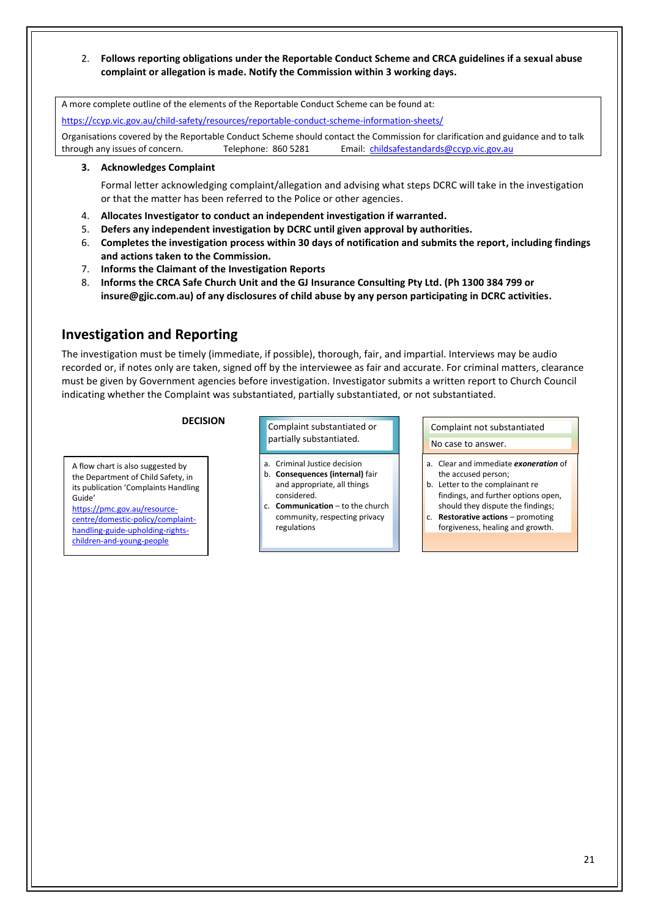2. **Follows reporting obligations under the Reportable Conduct Scheme and CRCA guidelines if a sexual abuse complaint or allegation is made. Notify the Commission within 3 working days.**

> A more complete outline of the elements of the Reportable Conduct Scheme can be found at:
>
> https://ccyp.vic.gov.au/child-safety/resources/reportable-conduct-scheme-information-sheets/
>
> Organisations covered by the Reportable Conduct Scheme should contact the Commission for clarification and guidance and to talk through any issues of concern. Telephone: 860 5281 Email: childsafestandards@ccyp.vic.gov.au

3. **Acknowledges Complaint**

   Formal letter acknowledging complaint/allegation and advising what steps DCRC will take in the investigation or that the matter has been referred to the Police or other agencies.

4. **Allocates Investigator to conduct an independent investigation if warranted.**
5. **Defers any independent investigation by DCRC until given approval by authorities.**
6. **Completes the investigation process within 30 days of notification and submits the report, including findings and actions taken to the Commission.**
7. **Informs the Claimant of the Investigation Reports**
8. **Informs the CRCA Safe Church Unit and the GJ Insurance Consulting Pty Ltd. (Ph 1300 384 799 or insure@gjic.com.au) of any disclosures of child abuse by any person participating in DCRC activities.**

## Investigation and Reporting

The investigation must be timely (immediate, if possible), thorough, fair, and impartial. Interviews may be audio recorded or, if notes only are taken, signed off by the interviewee as fair and accurate. For criminal matters, clearance must be given by Government agencies before investigation. Investigator submits a written report to Church Council indicating whether the Complaint was substantiated, partially substantiated, or not substantiated.

**DECISION**

> A flow chart is also suggested by the Department of Child Safety, in its publication 'Complaints Handling Guide' https://pmc.gov.au/resource-centre/domestic-policy/complaint-handling-guide-upholding-rights-children-and-young-people

**Complaint substantiated or partially substantiated.**

a. Criminal Justice decision
b. **Consequences (internal)** fair and appropriate, all things considered.
c. **Communication** – to the church community, respecting privacy regulations

**Complaint not substantiated**

No case to answer.

a. Clear and immediate ***exoneration*** of the accused person;
b. Letter to the complainant re findings, and further options open, should they dispute the findings;
c. **Restorative actions** – promoting forgiveness, healing and growth.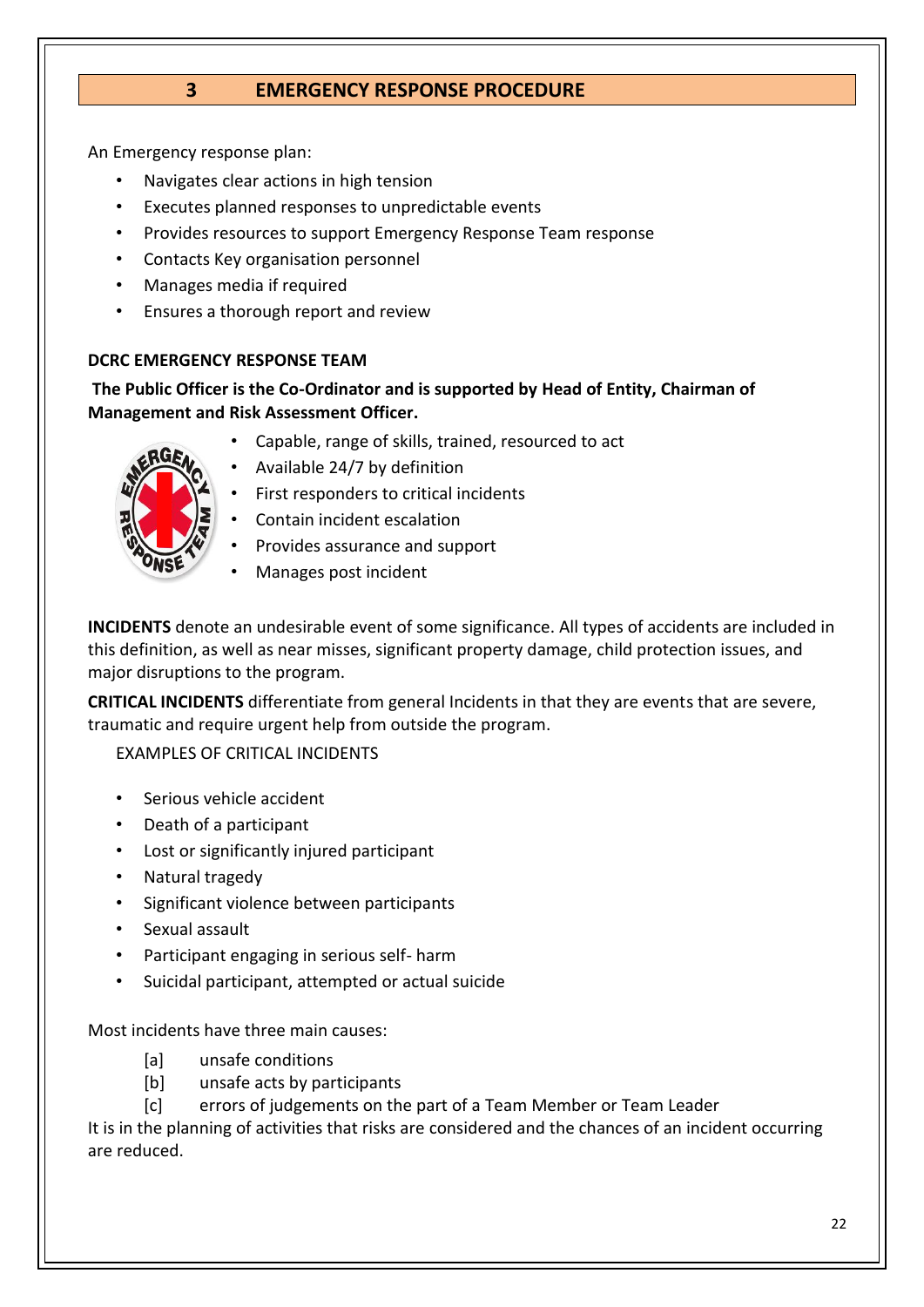## 3 EMERGENCY RESPONSE PROCEDURE

An Emergency response plan:

- Navigates clear actions in high tension
- Executes planned responses to unpredictable events
- Provides resources to support Emergency Response Team response
- Contacts Key organisation personnel
- Manages media if required
- Ensures a thorough report and review

**DCRC EMERGENCY RESPONSE TEAM**

**The Public Officer is the Co-Ordinator and is supported by Head of Entity, Chairman of Management and Risk Assessment Officer.**

- Capable, range of skills, trained, resourced to act
- Available 24/7 by definition
- First responders to critical incidents
- Contain incident escalation
- Provides assurance and support
- Manages post incident

**INCIDENTS** denote an undesirable event of some significance. All types of accidents are included in this definition, as well as near misses, significant property damage, child protection issues, and major disruptions to the program.

**CRITICAL INCIDENTS** differentiate from general Incidents in that they are events that are severe, traumatic and require urgent help from outside the program.

EXAMPLES OF CRITICAL INCIDENTS

- Serious vehicle accident
- Death of a participant
- Lost or significantly injured participant
- Natural tragedy
- Significant violence between participants
- Sexual assault
- Participant engaging in serious self- harm
- Suicidal participant, attempted or actual suicide

Most incidents have three main causes:

[a] unsafe conditions
[b] unsafe acts by participants
[c] errors of judgements on the part of a Team Member or Team Leader

It is in the planning of activities that risks are considered and the chances of an incident occurring are reduced.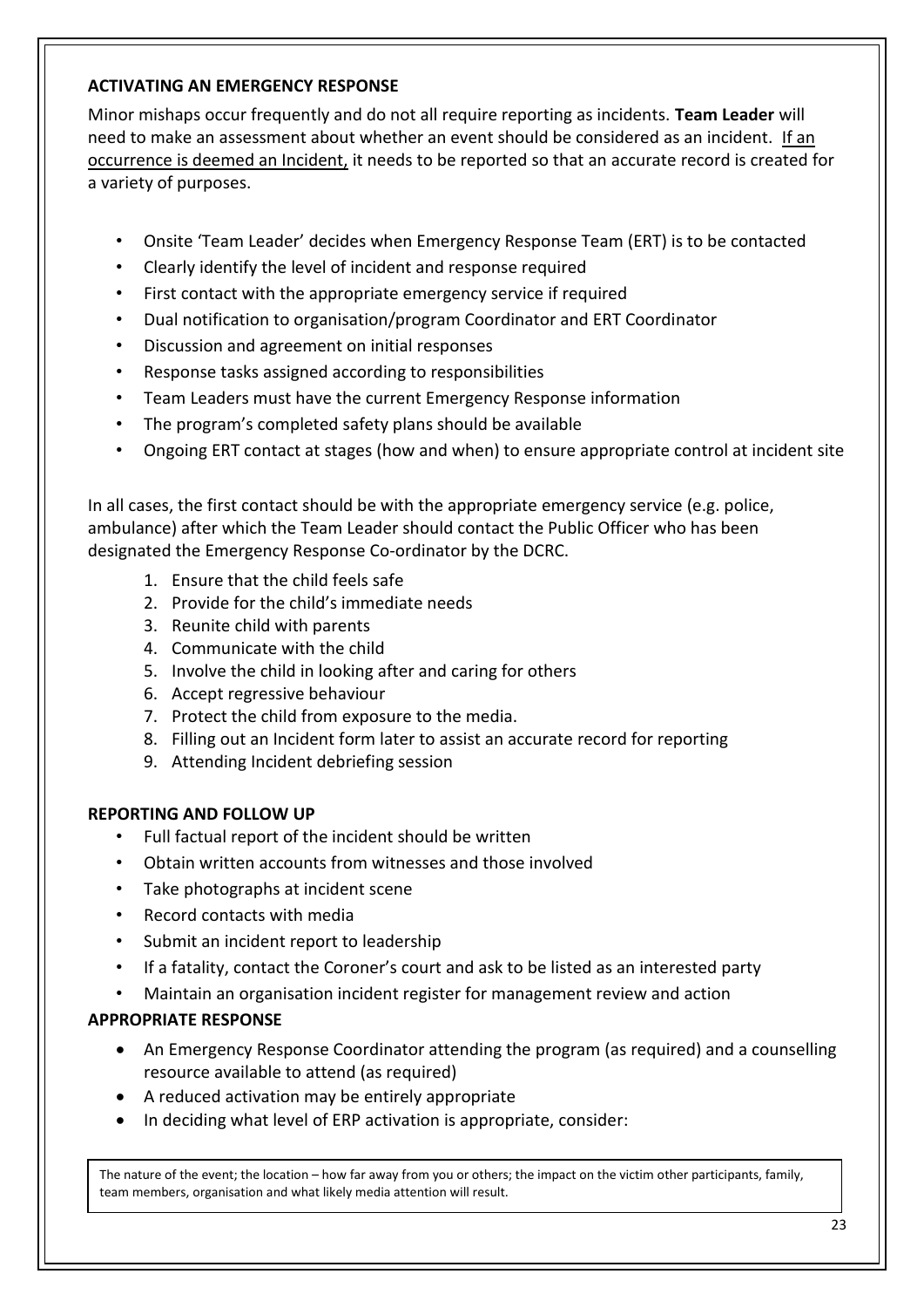## ACTIVATING AN EMERGENCY RESPONSE

Minor mishaps occur frequently and do not all require reporting as incidents. **Team Leader** will need to make an assessment about whether an event should be considered as an incident. <u>If an occurrence is deemed an Incident,</u> it needs to be reported so that an accurate record is created for a variety of purposes.

- Onsite 'Team Leader' decides when Emergency Response Team (ERT) is to be contacted
- Clearly identify the level of incident and response required
- First contact with the appropriate emergency service if required
- Dual notification to organisation/program Coordinator and ERT Coordinator
- Discussion and agreement on initial responses
- Response tasks assigned according to responsibilities
- Team Leaders must have the current Emergency Response information
- The program's completed safety plans should be available
- Ongoing ERT contact at stages (how and when) to ensure appropriate control at incident site

In all cases, the first contact should be with the appropriate emergency service (e.g. police, ambulance) after which the Team Leader should contact the Public Officer who has been designated the Emergency Response Co-ordinator by the DCRC.

1. Ensure that the child feels safe
2. Provide for the child's immediate needs
3. Reunite child with parents
4. Communicate with the child
5. Involve the child in looking after and caring for others
6. Accept regressive behaviour
7. Protect the child from exposure to the media.
8. Filling out an Incident form later to assist an accurate record for reporting
9. Attending Incident debriefing session

## REPORTING AND FOLLOW UP

- Full factual report of the incident should be written
- Obtain written accounts from witnesses and those involved
- Take photographs at incident scene
- Record contacts with media
- Submit an incident report to leadership
- If a fatality, contact the Coroner's court and ask to be listed as an interested party
- Maintain an organisation incident register for management review and action

## APPROPRIATE RESPONSE

- An Emergency Response Coordinator attending the program (as required) and a counselling resource available to attend (as required)
- A reduced activation may be entirely appropriate
- In deciding what level of ERP activation is appropriate, consider:

The nature of the event; the location – how far away from you or others; the impact on the victim other participants, family, team members, organisation and what likely media attention will result.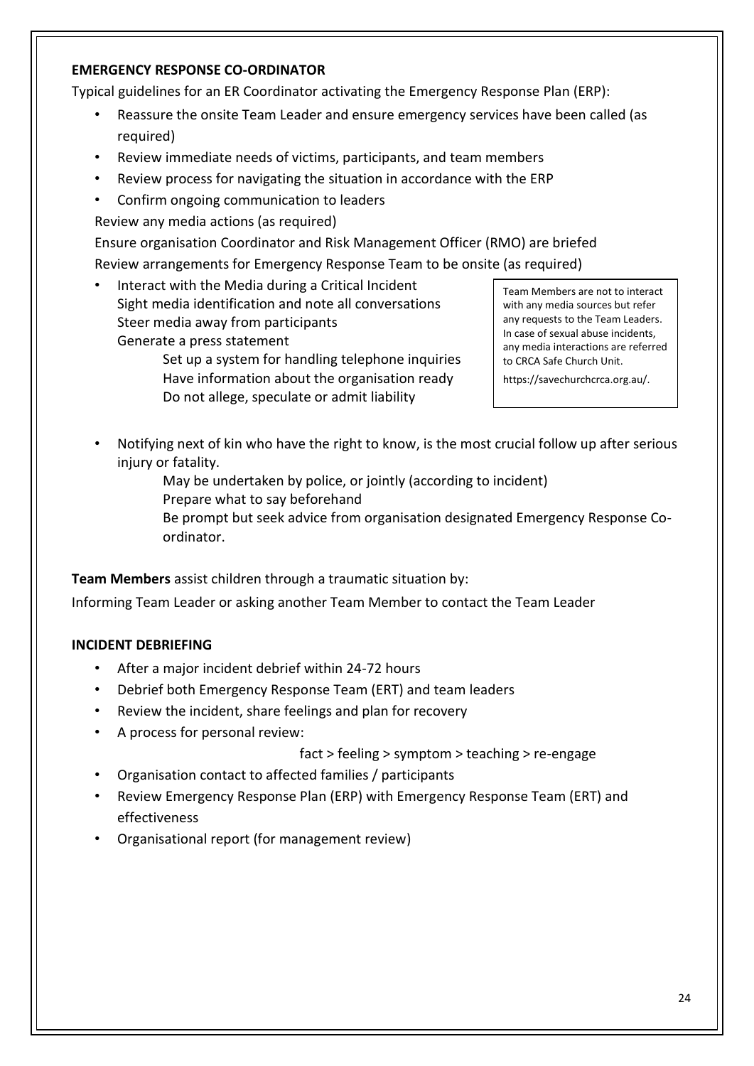**EMERGENCY RESPONSE CO-ORDINATOR**

Typical guidelines for an ER Coordinator activating the Emergency Response Plan (ERP):

- Reassure the onsite Team Leader and ensure emergency services have been called (as required)
- Review immediate needs of victims, participants, and team members
- Review process for navigating the situation in accordance with the ERP
- Confirm ongoing communication to leaders

Review any media actions (as required)

Ensure organisation Coordinator and Risk Management Officer (RMO) are briefed

Review arrangements for Emergency Response Team to be onsite (as required)

- Interact with the Media during a Critical Incident
  Sight media identification and note all conversations
  Steer media away from participants
  Generate a press statement
  - Set up a system for handling telephone inquiries
  - Have information about the organisation ready
  - Do not allege, speculate or admit liability

> Team Members are not to interact with any media sources but refer any requests to the Team Leaders. In case of sexual abuse incidents, any media interactions are referred to CRCA Safe Church Unit.
>
> https://savechurchcrca.org.au/.

- Notifying next of kin who have the right to know, is the most crucial follow up after serious injury or fatality.
  - May be undertaken by police, or jointly (according to incident)
  - Prepare what to say beforehand
  - Be prompt but seek advice from organisation designated Emergency Response Co-ordinator.

**Team Members** assist children through a traumatic situation by:

Informing Team Leader or asking another Team Member to contact the Team Leader

**INCIDENT DEBRIEFING**

- After a major incident debrief within 24-72 hours
- Debrief both Emergency Response Team (ERT) and team leaders
- Review the incident, share feelings and plan for recovery
- A process for personal review:

  fact > feeling > symptom > teaching > re-engage
- Organisation contact to affected families / participants
- Review Emergency Response Plan (ERP) with Emergency Response Team (ERT) and effectiveness
- Organisational report (for management review)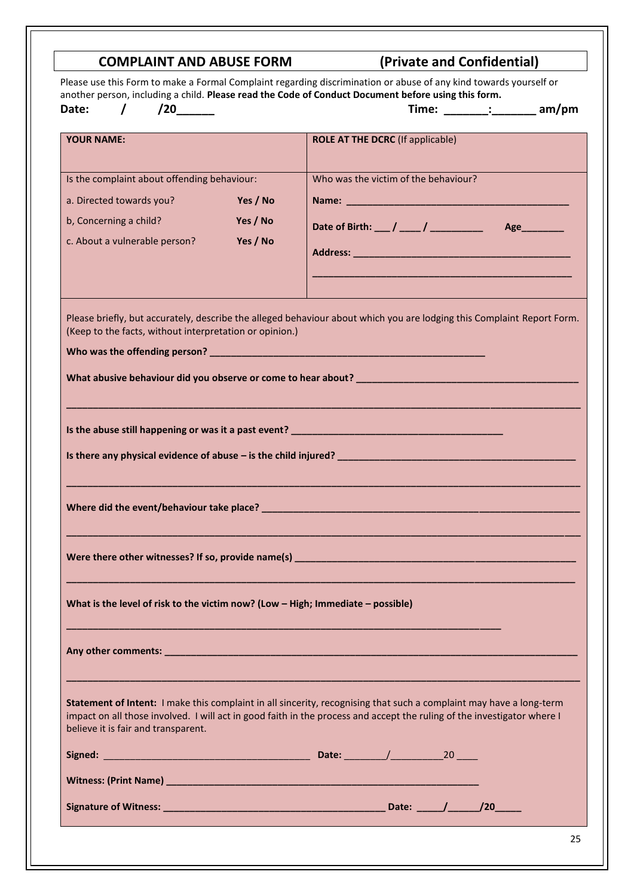## COMPLAINT AND ABUSE FORM (Private and Confidential)

Please use this Form to make a Formal Complaint regarding discrimination or abuse of any kind towards yourself or another person, including a child. **Please read the Code of Conduct Document before using this form.**

**Date: / /20______** **Time: _______:_______ am/pm**

| **YOUR NAME:** | **ROLE AT THE DCRC** (If applicable) |
|---|---|
| Is the complaint about offending behaviour:<br>a. Directed towards you? **Yes / No**<br>b, Concerning a child? **Yes / No**<br>c. About a vulnerable person? **Yes / No** | Who was the victim of the behaviour?<br>**Name: ________________________________________**<br>**Date of Birth: ___ / ____ / _________ Age________**<br>**Address: ________________________________________**<br>**_______________________________________________** |

Please briefly, but accurately, describe the alleged behaviour about which you are lodging this Complaint Report Form. (Keep to the facts, without interpretation or opinion.)

**Who was the offending person? ___________________________________________________**

**What abusive behaviour did you observe or come to hear about? ________________________________________**

**_____________________________________________________________________________________________**

**Is the abuse still happening or was it a past event? _______________________________________**

**Is there any physical evidence of abuse – is the child injured? ____________________________________________**

**_____________________________________________________________________________________________**

**Where did the event/behaviour take place? ___________________________________________________________**

**_____________________________________________________________________________________________**

**Were there other witnesses? If so, provide name(s) ____________________________________________________**

**_____________________________________________________________________________________________**

**What is the level of risk to the victim now? (Low – High; Immediate – possible)**

**_____________________________________________________________________________**

**Any other comments: ___________________________________________________________________________**

**_____________________________________________________________________________________________**

**Statement of Intent:** I make this complaint in all sincerity, recognising that such a complaint may have a long-term impact on all those involved. I will act in good faith in the process and accept the ruling of the investigator where I believe it is fair and transparent.

**Signed:** _____________________________________ **Date:** ________/__________20 ____

**Witness: (Print Name) ___________________________________________________________**

**Signature of Witness: ________________________________________ Date: _____/______/20_____**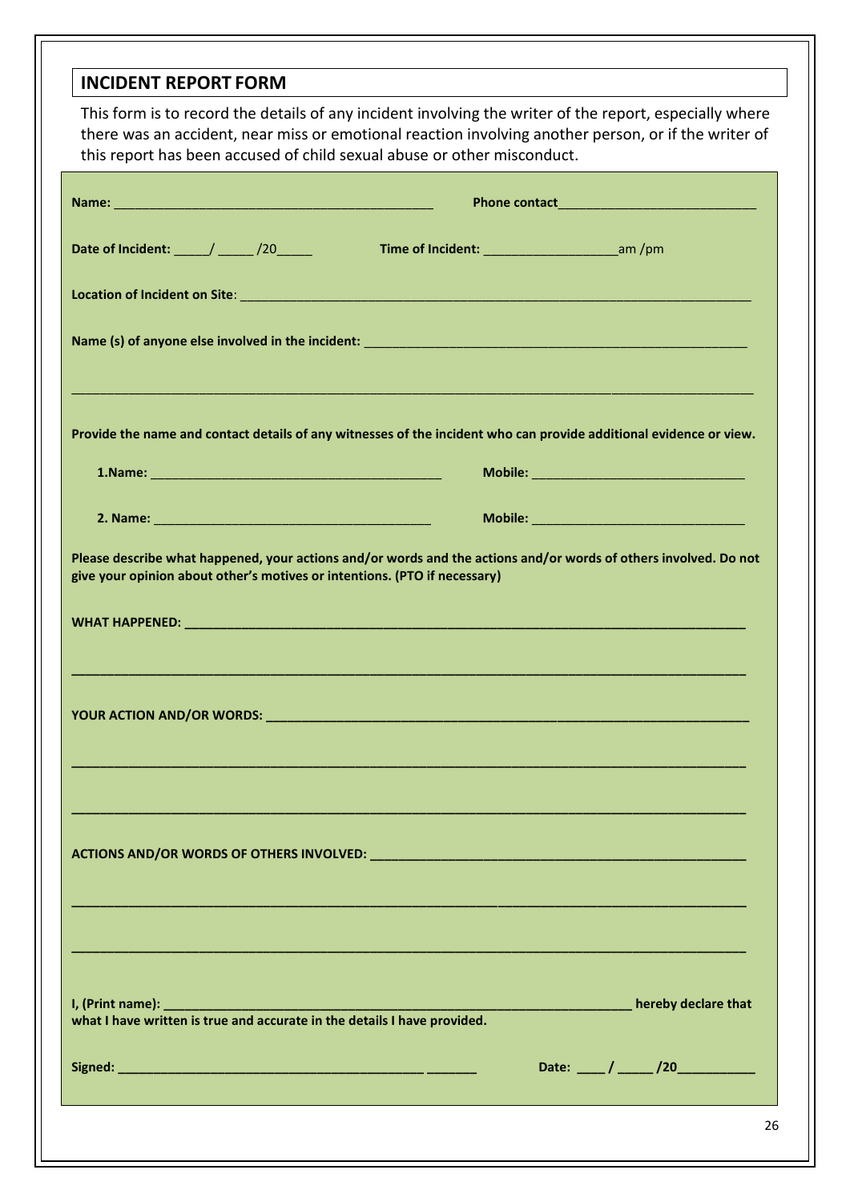## INCIDENT REPORT FORM

This form is to record the details of any incident involving the writer of the report, especially where there was an accident, near miss or emotional reaction involving another person, or if the writer of this report has been accused of child sexual abuse or other misconduct.

**Name:** ______________________________________________ **Phone contact**____________________________

**Date of Incident:** _____/ _____ /20_____ **Time of Incident:** ___________________am /pm

**Location of Incident on Site**: ___________________________________________________________________________

**Name (s) of anyone else involved in the incident:** _______________________________________________________

_____________________________________________________________________________________________

**Provide the name and contact details of any witnesses of the incident who can provide additional evidence or view.**

**1.Name:** _________________________________________ **Mobile:** ______________________________

**2. Name:** _______________________________________ **Mobile:** ______________________________

**Please describe what happened, your actions and/or words and the actions and/or words of others involved. Do not give your opinion about other's motives or intentions. (PTO if necessary)**

**WHAT HAPPENED:** ________________________________________________________________________________

_____________________________________________________________________________________________

**YOUR ACTION AND/OR WORDS:** ______________________________________________________________________

_____________________________________________________________________________________________

_____________________________________________________________________________________________

**ACTIONS AND/OR WORDS OF OTHERS INVOLVED:** ____________________________________________________

_____________________________________________________________________________________________

_____________________________________________________________________________________________

**I, (Print name):** ____________________________________________________________________ **hereby declare that what I have written is true and accurate in the details I have provided.**

**Signed:** ____________________________________________ _______ **Date:** ____ / _____ /20___________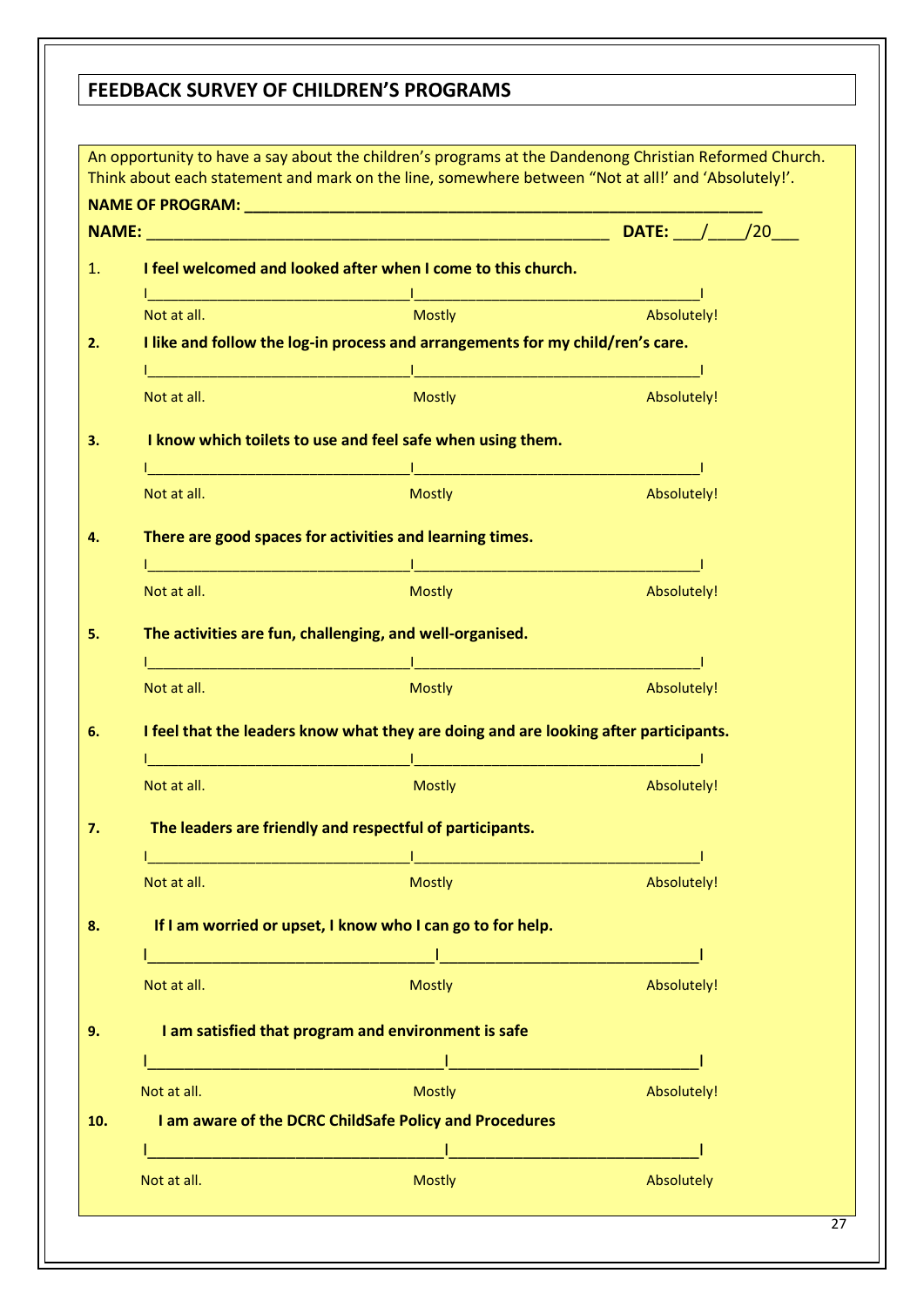## FEEDBACK SURVEY OF CHILDREN'S PROGRAMS

An opportunity to have a say about the children's programs at the Dandenong Christian Reformed Church. Think about each statement and mark on the line, somewhere between "Not at all!' and 'Absolutely!'.

**NAME OF PROGRAM:** ____________________________________________________________

**NAME:** ______________________________________________________ **DATE:** ___/____/20___

1. **I feel welcomed and looked after when I come to this church.**

   I________________________________I__________________________________I
   Not at all. Mostly Absolutely!

2. **I like and follow the log-in process and arrangements for my child/ren's care.**

   I________________________________I__________________________________I
   Not at all. Mostly Absolutely!

3. **I know which toilets to use and feel safe when using them.**

   I________________________________I__________________________________I
   Not at all. Mostly Absolutely!

4. **There are good spaces for activities and learning times.**

   I________________________________I__________________________________I
   Not at all. Mostly Absolutely!

5. **The activities are fun, challenging, and well-organised.**

   I________________________________I__________________________________I
   Not at all. Mostly Absolutely!

6. **I feel that the leaders know what they are doing and are looking after participants.**

   I________________________________I__________________________________I
   Not at all. Mostly Absolutely!

7. **The leaders are friendly and respectful of participants.**

   I________________________________I__________________________________I
   Not at all. Mostly Absolutely!

8. **If I am worried or upset, I know who I can go to for help.**

   I__________________________________I______________________________I
   Not at all. Mostly Absolutely!

9. **I am satisfied that program and environment is safe**

   I____________________________________I_____________________________I
   Not at all. Mostly Absolutely!

10. **I am aware of the DCRC ChildSafe Policy and Procedures**

    I____________________________________I_____________________________I
    Not at all. Mostly Absolutely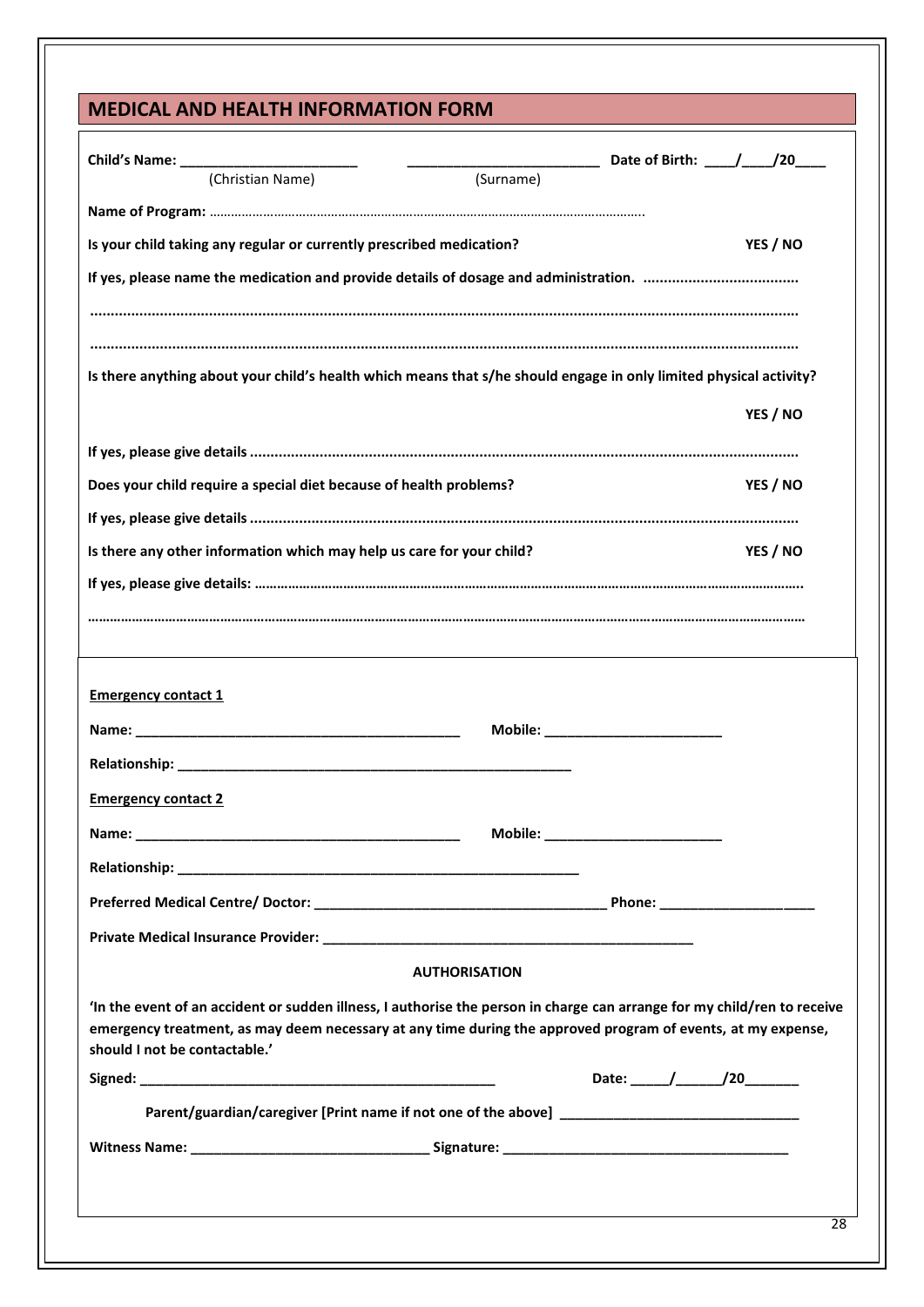## MEDICAL AND HEALTH INFORMATION FORM

**Child's Name:** _______________________ _________________________ **Date of Birth:** ____/____/20____
(Christian Name) (Surname)

**Name of Program:** ……………………………………………………………………………………………………..

**Is your child taking any regular or currently prescribed medication?** **YES / NO**

**If yes, please name the medication and provide details of dosage and administration.** ......................................

..........................................................................................................................................................

..........................................................................................................................................................

**Is there anything about your child's health which means that s/he should engage in only limited physical activity?**

**YES / NO**

**If yes, please give details** .....................................................................................................................

**Does your child require a special diet because of health problems?** **YES / NO**

**If yes, please give details** .....................................................................................................................

**Is there any other information which may help us care for your child?** **YES / NO**

**If yes, please give details:** ……………………………………………………………………………………………………………………

…………………………………………………………………………………………………………………………………………………

**Emergency contact 1**

**Name:** ___________________________________________ **Mobile:** _______________________

**Relationship:** _____________________________________________________

**Emergency contact 2**

**Name:** ___________________________________________ **Mobile:** _______________________

**Relationship:** ______________________________________________________

**Preferred Medical Centre/ Doctor:** _____________________________________ **Phone:** ____________________

**Private Medical Insurance Provider:** _________________________________________________

**AUTHORISATION**

**'In the event of an accident or sudden illness, I authorise the person in charge can arrange for my child/ren to receive emergency treatment, as may deem necessary at any time during the approved program of events, at my expense, should I not be contactable.'**

**Signed:** _______________________________________________ **Date:** _____/______/20_______

**Parent/guardian/caregiver [Print name if not one of the above]** ______________________________

**Witness Name:** ______________________________ **Signature:** ___________________________________